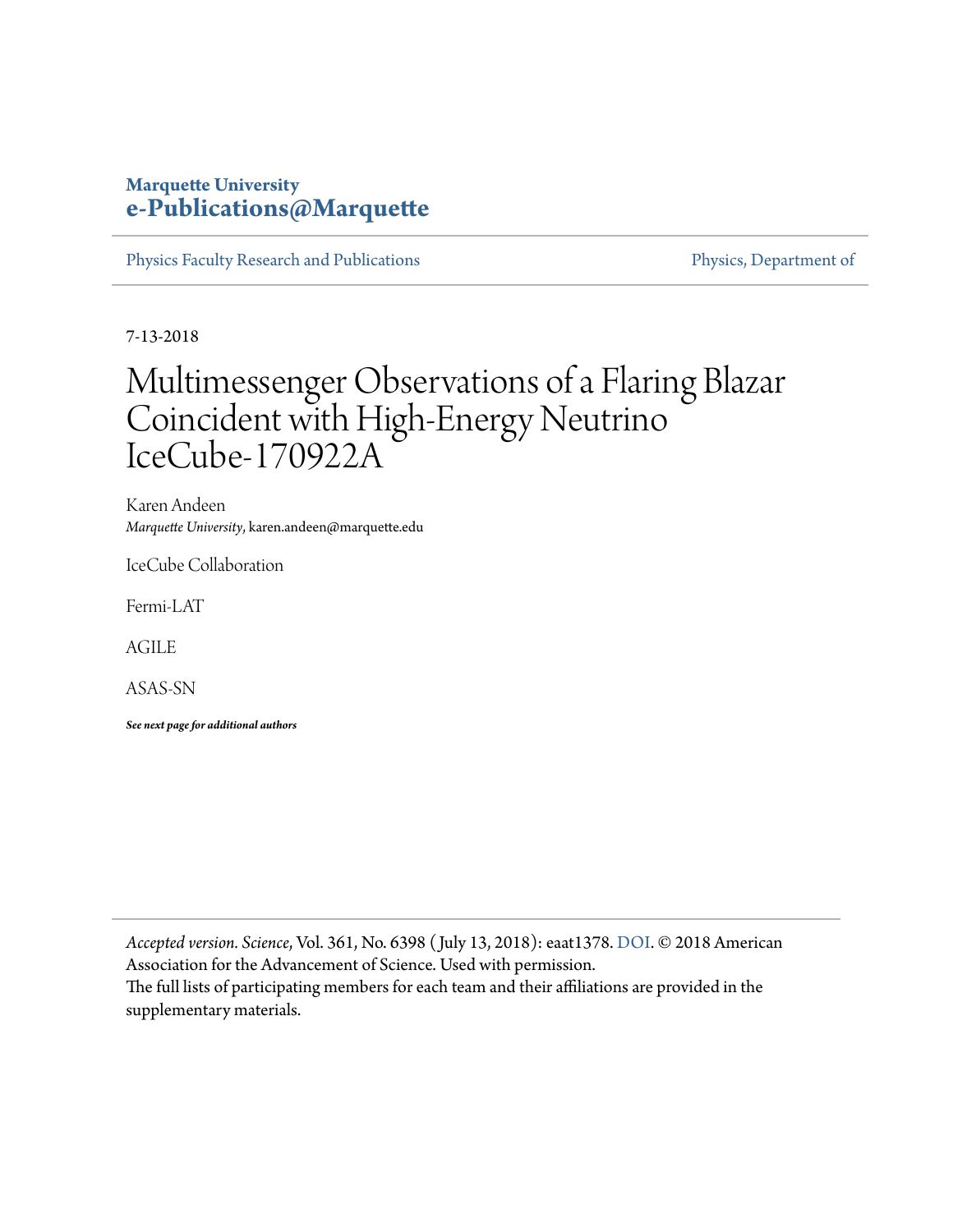**Marquette University**
**e-Publications@Marquette**

Physics Faculty Research and Publications | Physics, Department of

7-13-2018

# Multimessenger Observations of a Flaring Blazar Coincident with High-Energy Neutrino IceCube-170922A

Karen Andeen
*Marquette University*, karen.andeen@marquette.edu

IceCube Collaboration

Fermi-LAT

AGILE

ASAS-SN

***See next page for additional authors***

---

*Accepted version*. *Science*, Vol. 361, No. 6398 ( July 13, 2018): eaat1378. DOI. © 2018 American Association for the Advancement of Science. Used with permission.
The full lists of participating members for each team and their affiliations are provided in the supplementary materials.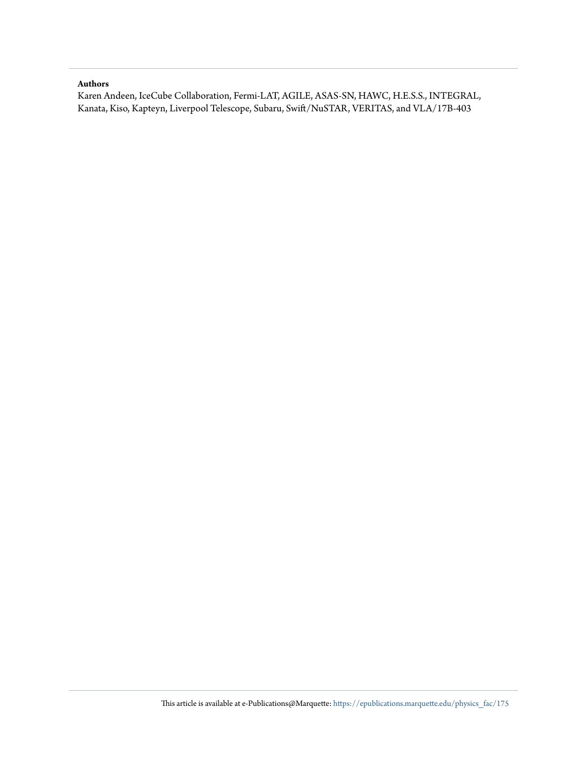**Authors**

Karen Andeen, IceCube Collaboration, Fermi-LAT, AGILE, ASAS-SN, HAWC, H.E.S.S., INTEGRAL, Kanata, Kiso, Kapteyn, Liverpool Telescope, Subaru, Swift/NuSTAR, VERITAS, and VLA/17B-403

This article is available at e-Publications@Marquette: https://epublications.marquette.edu/physics_fac/175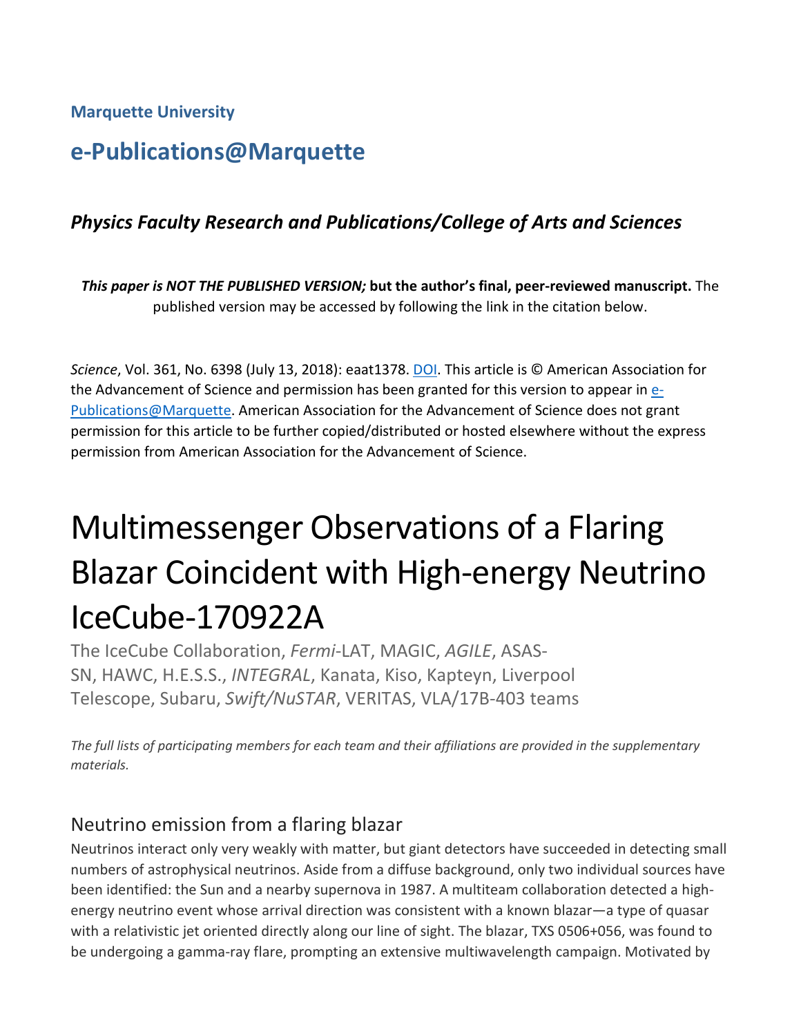**Marquette University**

## e-Publications@Marquette

### *Physics Faculty Research and Publications/College of Arts and Sciences*

***This paper is NOT THE PUBLISHED VERSION;* but the author's final, peer-reviewed manuscript.** The published version may be accessed by following the link in the citation below.

*Science*, Vol. 361, No. 6398 (July 13, 2018): eaat1378. DOI. This article is © American Association for the Advancement of Science and permission has been granted for this version to appear in e-Publications@Marquette. American Association for the Advancement of Science does not grant permission for this article to be further copied/distributed or hosted elsewhere without the express permission from American Association for the Advancement of Science.

# Multimessenger Observations of a Flaring Blazar Coincident with High-energy Neutrino IceCube-170922A

The IceCube Collaboration, *Fermi*-LAT, MAGIC, *AGILE*, ASAS-SN, HAWC, H.E.S.S., *INTEGRAL*, Kanata, Kiso, Kapteyn, Liverpool Telescope, Subaru, *Swift/NuSTAR*, VERITAS, VLA/17B-403 teams

*The full lists of participating members for each team and their affiliations are provided in the supplementary materials.*

## Neutrino emission from a flaring blazar

Neutrinos interact only very weakly with matter, but giant detectors have succeeded in detecting small numbers of astrophysical neutrinos. Aside from a diffuse background, only two individual sources have been identified: the Sun and a nearby supernova in 1987. A multiteam collaboration detected a high-energy neutrino event whose arrival direction was consistent with a known blazar—a type of quasar with a relativistic jet oriented directly along our line of sight. The blazar, TXS 0506+056, was found to be undergoing a gamma-ray flare, prompting an extensive multiwavelength campaign. Motivated by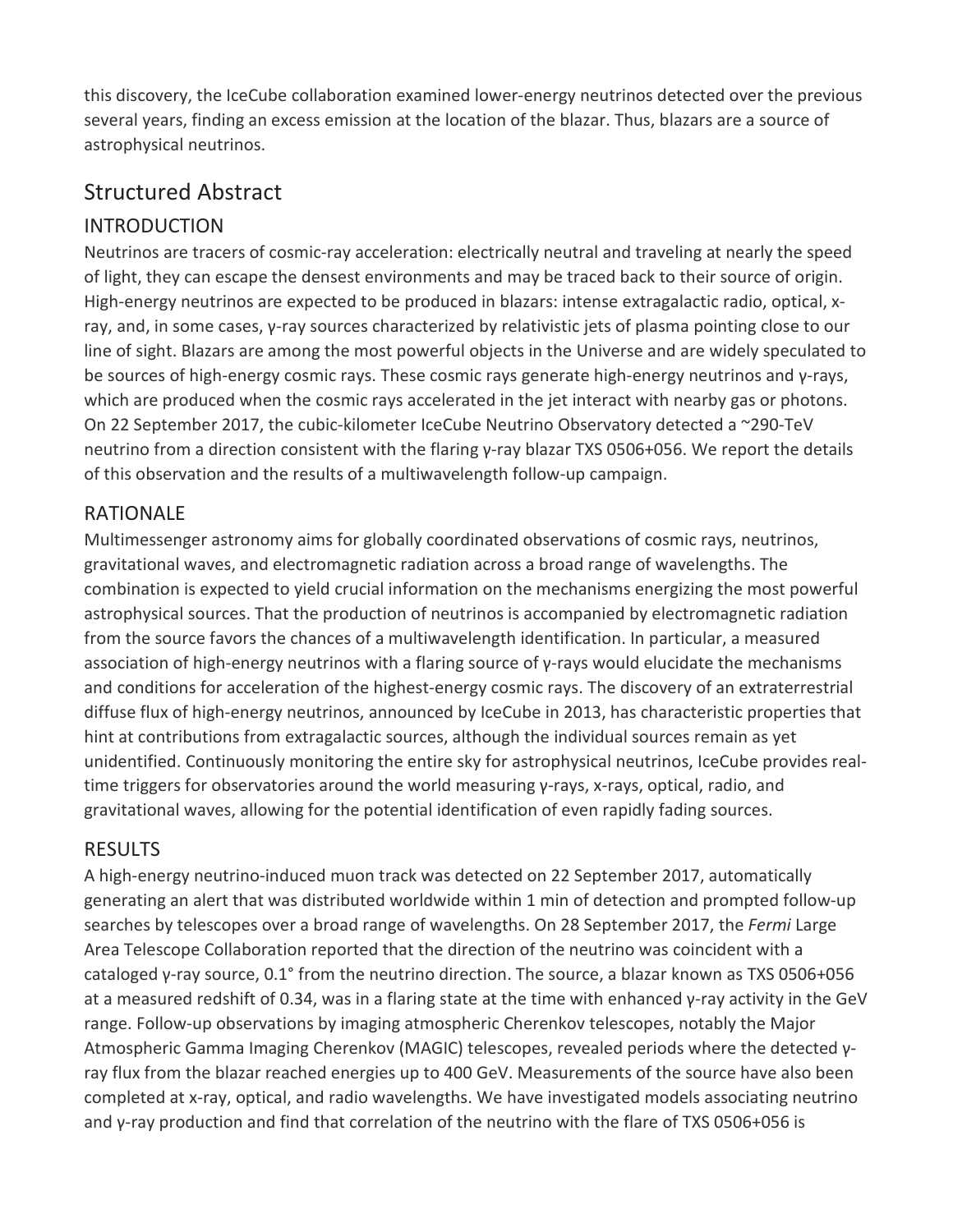this discovery, the IceCube collaboration examined lower-energy neutrinos detected over the previous several years, finding an excess emission at the location of the blazar. Thus, blazars are a source of astrophysical neutrinos.

## Structured Abstract

### INTRODUCTION

Neutrinos are tracers of cosmic-ray acceleration: electrically neutral and traveling at nearly the speed of light, they can escape the densest environments and may be traced back to their source of origin. High-energy neutrinos are expected to be produced in blazars: intense extragalactic radio, optical, x-ray, and, in some cases, γ-ray sources characterized by relativistic jets of plasma pointing close to our line of sight. Blazars are among the most powerful objects in the Universe and are widely speculated to be sources of high-energy cosmic rays. These cosmic rays generate high-energy neutrinos and γ-rays, which are produced when the cosmic rays accelerated in the jet interact with nearby gas or photons. On 22 September 2017, the cubic-kilometer IceCube Neutrino Observatory detected a ~290-TeV neutrino from a direction consistent with the flaring γ-ray blazar TXS 0506+056. We report the details of this observation and the results of a multiwavelength follow-up campaign.

### RATIONALE

Multimessenger astronomy aims for globally coordinated observations of cosmic rays, neutrinos, gravitational waves, and electromagnetic radiation across a broad range of wavelengths. The combination is expected to yield crucial information on the mechanisms energizing the most powerful astrophysical sources. That the production of neutrinos is accompanied by electromagnetic radiation from the source favors the chances of a multiwavelength identification. In particular, a measured association of high-energy neutrinos with a flaring source of γ-rays would elucidate the mechanisms and conditions for acceleration of the highest-energy cosmic rays. The discovery of an extraterrestrial diffuse flux of high-energy neutrinos, announced by IceCube in 2013, has characteristic properties that hint at contributions from extragalactic sources, although the individual sources remain as yet unidentified. Continuously monitoring the entire sky for astrophysical neutrinos, IceCube provides real-time triggers for observatories around the world measuring γ-rays, x-rays, optical, radio, and gravitational waves, allowing for the potential identification of even rapidly fading sources.

### RESULTS

A high-energy neutrino-induced muon track was detected on 22 September 2017, automatically generating an alert that was distributed worldwide within 1 min of detection and prompted follow-up searches by telescopes over a broad range of wavelengths. On 28 September 2017, the *Fermi* Large Area Telescope Collaboration reported that the direction of the neutrino was coincident with a cataloged γ-ray source, 0.1° from the neutrino direction. The source, a blazar known as TXS 0506+056 at a measured redshift of 0.34, was in a flaring state at the time with enhanced γ-ray activity in the GeV range. Follow-up observations by imaging atmospheric Cherenkov telescopes, notably the Major Atmospheric Gamma Imaging Cherenkov (MAGIC) telescopes, revealed periods where the detected γ-ray flux from the blazar reached energies up to 400 GeV. Measurements of the source have also been completed at x-ray, optical, and radio wavelengths. We have investigated models associating neutrino and γ-ray production and find that correlation of the neutrino with the flare of TXS 0506+056 is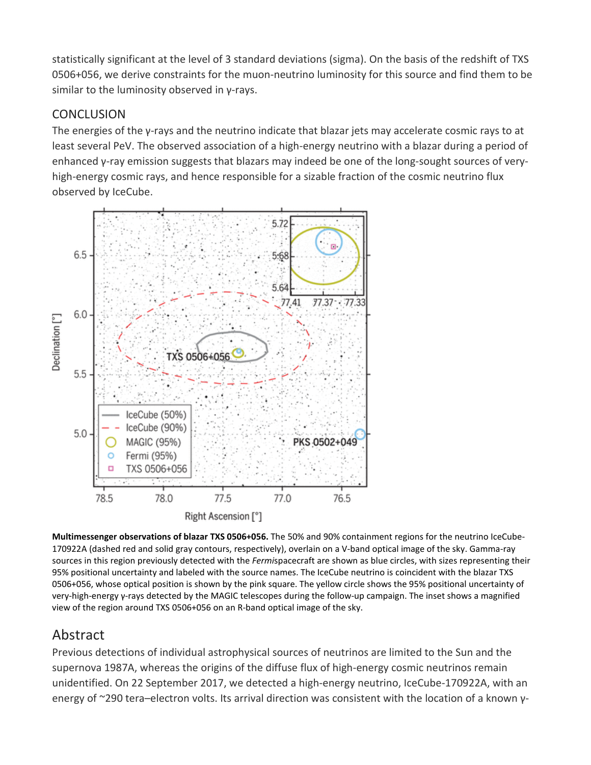statistically significant at the level of 3 standard deviations (sigma). On the basis of the redshift of TXS 0506+056, we derive constraints for the muon-neutrino luminosity for this source and find them to be similar to the luminosity observed in γ-rays.

## CONCLUSION

The energies of the γ-rays and the neutrino indicate that blazar jets may accelerate cosmic rays to at least several PeV. The observed association of a high-energy neutrino with a blazar during a period of enhanced γ-ray emission suggests that blazars may indeed be one of the long-sought sources of very-high-energy cosmic rays, and hence responsible for a sizable fraction of the cosmic neutrino flux observed by IceCube.

**Multimessenger observations of blazar TXS 0506+056.** The 50% and 90% containment regions for the neutrino IceCube-170922A (dashed red and solid gray contours, respectively), overlain on a V-band optical image of the sky. Gamma-ray sources in this region previously detected with the *Fermi*spacecraft are shown as blue circles, with sizes representing their 95% positional uncertainty and labeled with the source names. The IceCube neutrino is coincident with the blazar TXS 0506+056, whose optical position is shown by the pink square. The yellow circle shows the 95% positional uncertainty of very-high-energy γ-rays detected by the MAGIC telescopes during the follow-up campaign. The inset shows a magnified view of the region around TXS 0506+056 on an R-band optical image of the sky.

## Abstract

Previous detections of individual astrophysical sources of neutrinos are limited to the Sun and the supernova 1987A, whereas the origins of the diffuse flux of high-energy cosmic neutrinos remain unidentified. On 22 September 2017, we detected a high-energy neutrino, IceCube-170922A, with an energy of ~290 tera–electron volts. Its arrival direction was consistent with the location of a known γ-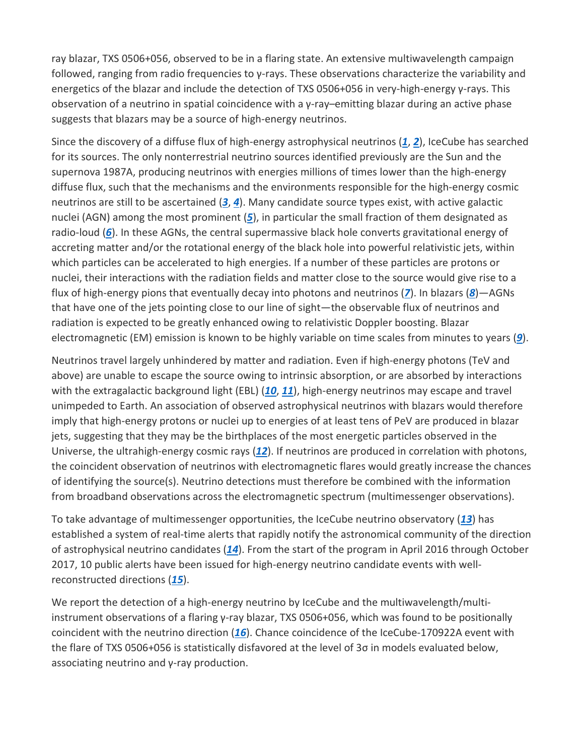ray blazar, TXS 0506+056, observed to be in a flaring state. An extensive multiwavelength campaign followed, ranging from radio frequencies to γ-rays. These observations characterize the variability and energetics of the blazar and include the detection of TXS 0506+056 in very-high-energy γ-rays. This observation of a neutrino in spatial coincidence with a γ-ray–emitting blazar during an active phase suggests that blazars may be a source of high-energy neutrinos.

Since the discovery of a diffuse flux of high-energy astrophysical neutrinos (*1*, *2*), IceCube has searched for its sources. The only nonterrestrial neutrino sources identified previously are the Sun and the supernova 1987A, producing neutrinos with energies millions of times lower than the high-energy diffuse flux, such that the mechanisms and the environments responsible for the high-energy cosmic neutrinos are still to be ascertained (*3*, *4*). Many candidate source types exist, with active galactic nuclei (AGN) among the most prominent (*5*), in particular the small fraction of them designated as radio-loud (*6*). In these AGNs, the central supermassive black hole converts gravitational energy of accreting matter and/or the rotational energy of the black hole into powerful relativistic jets, within which particles can be accelerated to high energies. If a number of these particles are protons or nuclei, their interactions with the radiation fields and matter close to the source would give rise to a flux of high-energy pions that eventually decay into photons and neutrinos (*7*). In blazars (*8*)—AGNs that have one of the jets pointing close to our line of sight—the observable flux of neutrinos and radiation is expected to be greatly enhanced owing to relativistic Doppler boosting. Blazar electromagnetic (EM) emission is known to be highly variable on time scales from minutes to years (*9*).

Neutrinos travel largely unhindered by matter and radiation. Even if high-energy photons (TeV and above) are unable to escape the source owing to intrinsic absorption, or are absorbed by interactions with the extragalactic background light (EBL) (*10*, *11*), high-energy neutrinos may escape and travel unimpeded to Earth. An association of observed astrophysical neutrinos with blazars would therefore imply that high-energy protons or nuclei up to energies of at least tens of PeV are produced in blazar jets, suggesting that they may be the birthplaces of the most energetic particles observed in the Universe, the ultrahigh-energy cosmic rays (*12*). If neutrinos are produced in correlation with photons, the coincident observation of neutrinos with electromagnetic flares would greatly increase the chances of identifying the source(s). Neutrino detections must therefore be combined with the information from broadband observations across the electromagnetic spectrum (multimessenger observations).

To take advantage of multimessenger opportunities, the IceCube neutrino observatory (*13*) has established a system of real-time alerts that rapidly notify the astronomical community of the direction of astrophysical neutrino candidates (*14*). From the start of the program in April 2016 through October 2017, 10 public alerts have been issued for high-energy neutrino candidate events with well-reconstructed directions (*15*).

We report the detection of a high-energy neutrino by IceCube and the multiwavelength/multi-instrument observations of a flaring γ-ray blazar, TXS 0506+056, which was found to be positionally coincident with the neutrino direction (*16*). Chance coincidence of the IceCube-170922A event with the flare of TXS 0506+056 is statistically disfavored at the level of 3σ in models evaluated below, associating neutrino and γ-ray production.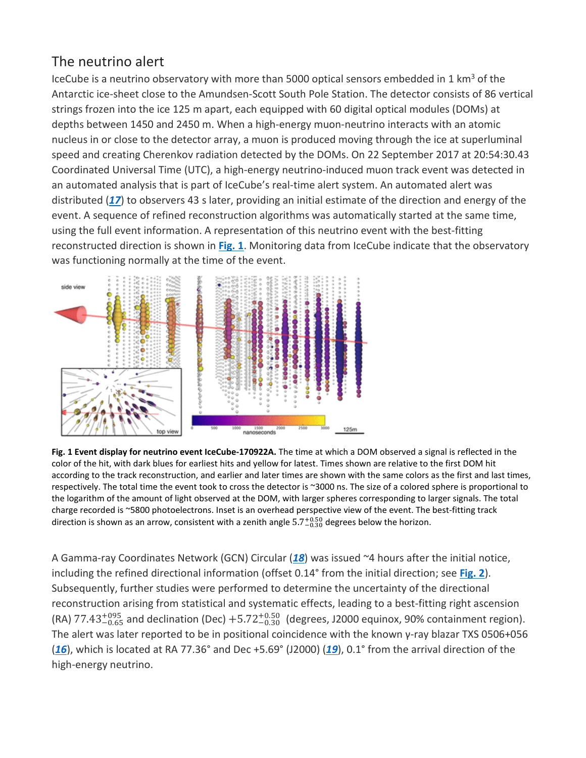## The neutrino alert

IceCube is a neutrino observatory with more than 5000 optical sensors embedded in 1 $km^3$ of the Antarctic ice-sheet close to the Amundsen-Scott South Pole Station. The detector consists of 86 vertical strings frozen into the ice 125 m apart, each equipped with 60 digital optical modules (DOMs) at depths between 1450 and 2450 m. When a high-energy muon-neutrino interacts with an atomic nucleus in or close to the detector array, a muon is produced moving through the ice at superluminal speed and creating Cherenkov radiation detected by the DOMs. On 22 September 2017 at 20:54:30.43 Coordinated Universal Time (UTC), a high-energy neutrino-induced muon track event was detected in an automated analysis that is part of IceCube's real-time alert system. An automated alert was distributed (***17***) to observers 43 s later, providing an initial estimate of the direction and energy of the event. A sequence of refined reconstruction algorithms was automatically started at the same time, using the full event information. A representation of this neutrino event with the best-fitting reconstructed direction is shown in **Fig. 1**. Monitoring data from IceCube indicate that the observatory was functioning normally at the time of the event.

**Fig. 1 Event display for neutrino event IceCube-170922A.** The time at which a DOM observed a signal is reflected in the color of the hit, with dark blues for earliest hits and yellow for latest. Times shown are relative to the first DOM hit according to the track reconstruction, and earlier and later times are shown with the same colors as the first and last times, respectively. The total time the event took to cross the detector is ~3000 ns. The size of a colored sphere is proportional to the logarithm of the amount of light observed at the DOM, with larger spheres corresponding to larger signals. The total charge recorded is ~5800 photoelectrons. Inset is an overhead perspective view of the event. The best-fitting track direction is shown as an arrow, consistent with a zenith angle $5.7^{+0.50}_{-0.30}$ degrees below the horizon.

A Gamma-ray Coordinates Network (GCN) Circular (***18***) was issued ~4 hours after the initial notice, including the refined directional information (offset 0.14° from the initial direction; see **Fig. 2**). Subsequently, further studies were performed to determine the uncertainty of the directional reconstruction arising from statistical and systematic effects, leading to a best-fitting right ascension (RA) $77.43^{+095}_{-0.65}$ and declination (Dec) $+5.72^{+0.50}_{-0.30}$ (degrees, J2000 equinox, 90% containment region). The alert was later reported to be in positional coincidence with the known γ-ray blazar TXS 0506+056 (***16***), which is located at RA 77.36° and Dec +5.69° (J2000) (***19***), 0.1° from the arrival direction of the high-energy neutrino.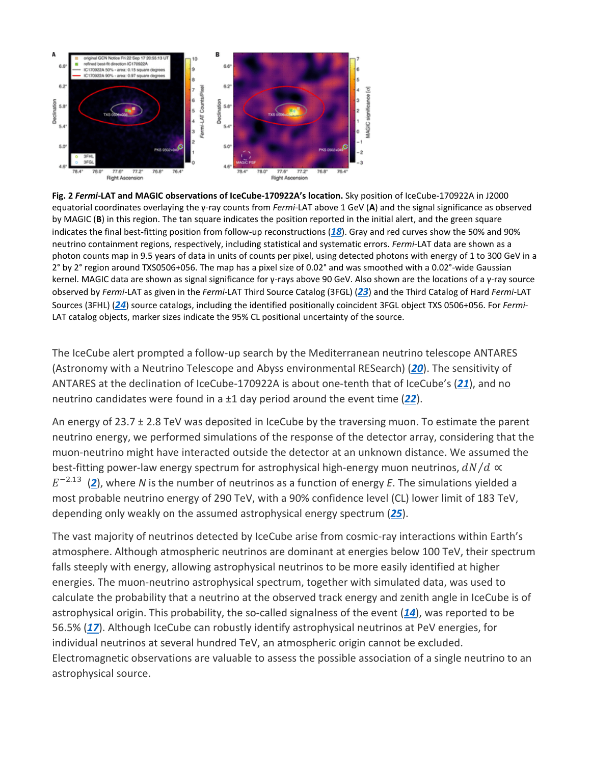**Fig. 2** ***Fermi*****-LAT and MAGIC observations of IceCube-170922A's location.** Sky position of IceCube-170922A in J2000 equatorial coordinates overlaying the γ-ray counts from *Fermi*-LAT above 1 GeV (**A**) and the signal significance as observed by MAGIC (**B**) in this region. The tan square indicates the position reported in the initial alert, and the green square indicates the final best-fitting position from follow-up reconstructions (*18*). Gray and red curves show the 50% and 90% neutrino containment regions, respectively, including statistical and systematic errors. *Fermi*-LAT data are shown as a photon counts map in 9.5 years of data in units of counts per pixel, using detected photons with energy of 1 to 300 GeV in a 2° by 2° region around TXS0506+056. The map has a pixel size of 0.02° and was smoothed with a 0.02°-wide Gaussian kernel. MAGIC data are shown as signal significance for γ-rays above 90 GeV. Also shown are the locations of a γ-ray source observed by *Fermi*-LAT as given in the *Fermi*-LAT Third Source Catalog (3FGL) (*23*) and the Third Catalog of Hard *Fermi*-LAT Sources (3FHL) (*24*) source catalogs, including the identified positionally coincident 3FGL object TXS 0506+056. For *Fermi*-LAT catalog objects, marker sizes indicate the 95% CL positional uncertainty of the source.

The IceCube alert prompted a follow-up search by the Mediterranean neutrino telescope ANTARES (Astronomy with a Neutrino Telescope and Abyss environmental RESearch) (*20*). The sensitivity of ANTARES at the declination of IceCube-170922A is about one-tenth that of IceCube's (*21*), and no neutrino candidates were found in a ±1 day period around the event time (*22*).

An energy of 23.7 ± 2.8 TeV was deposited in IceCube by the traversing muon. To estimate the parent neutrino energy, we performed simulations of the response of the detector array, considering that the muon-neutrino might have interacted outside the detector at an unknown distance. We assumed the best-fitting power-law energy spectrum for astrophysical high-energy muon neutrinos, $dN/d \propto E^{-2.13}$ (*2*), where *N* is the number of neutrinos as a function of energy *E*. The simulations yielded a most probable neutrino energy of 290 TeV, with a 90% confidence level (CL) lower limit of 183 TeV, depending only weakly on the assumed astrophysical energy spectrum (*25*).

The vast majority of neutrinos detected by IceCube arise from cosmic-ray interactions within Earth's atmosphere. Although atmospheric neutrinos are dominant at energies below 100 TeV, their spectrum falls steeply with energy, allowing astrophysical neutrinos to be more easily identified at higher energies. The muon-neutrino astrophysical spectrum, together with simulated data, was used to calculate the probability that a neutrino at the observed track energy and zenith angle in IceCube is of astrophysical origin. This probability, the so-called signalness of the event (*14*), was reported to be 56.5% (*17*). Although IceCube can robustly identify astrophysical neutrinos at PeV energies, for individual neutrinos at several hundred TeV, an atmospheric origin cannot be excluded. Electromagnetic observations are valuable to assess the possible association of a single neutrino to an astrophysical source.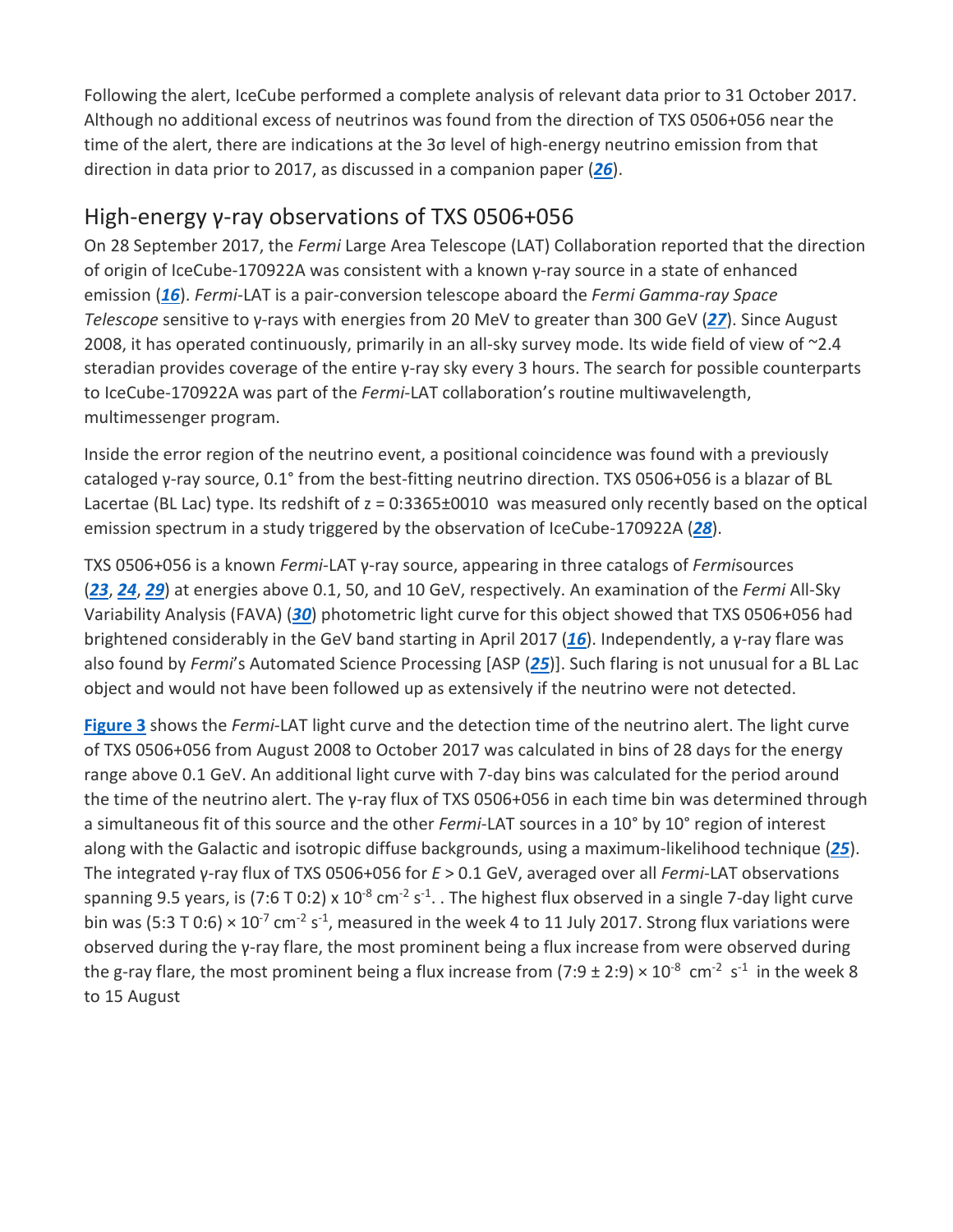Following the alert, IceCube performed a complete analysis of relevant data prior to 31 October 2017. Although no additional excess of neutrinos was found from the direction of TXS 0506+056 near the time of the alert, there are indications at the 3σ level of high-energy neutrino emission from that direction in data prior to 2017, as discussed in a companion paper ([26](#)).

## High-energy γ-ray observations of TXS 0506+056

On 28 September 2017, the *Fermi* Large Area Telescope (LAT) Collaboration reported that the direction of origin of IceCube-170922A was consistent with a known γ-ray source in a state of enhanced emission ([16](#)). *Fermi*-LAT is a pair-conversion telescope aboard the *Fermi Gamma-ray Space Telescope* sensitive to γ-rays with energies from 20 MeV to greater than 300 GeV ([27](#)). Since August 2008, it has operated continuously, primarily in an all-sky survey mode. Its wide field of view of ~2.4 steradian provides coverage of the entire γ-ray sky every 3 hours. The search for possible counterparts to IceCube-170922A was part of the *Fermi*-LAT collaboration's routine multiwavelength, multimessenger program.

Inside the error region of the neutrino event, a positional coincidence was found with a previously cataloged γ-ray source, 0.1° from the best-fitting neutrino direction. TXS 0506+056 is a blazar of BL Lacertae (BL Lac) type. Its redshift of z = 0:3365±0010 was measured only recently based on the optical emission spectrum in a study triggered by the observation of IceCube-170922A ([28](#)).

TXS 0506+056 is a known *Fermi*-LAT γ-ray source, appearing in three catalogs of *Fermi*sources ([23](#), [24](#), [29](#)) at energies above 0.1, 50, and 10 GeV, respectively. An examination of the *Fermi* All-Sky Variability Analysis (FAVA) ([30](#)) photometric light curve for this object showed that TXS 0506+056 had brightened considerably in the GeV band starting in April 2017 ([16](#)). Independently, a γ-ray flare was also found by *Fermi*'s Automated Science Processing [ASP ([25](#))]. Such flaring is not unusual for a BL Lac object and would not have been followed up as extensively if the neutrino were not detected.

[**Figure 3**](#) shows the *Fermi*-LAT light curve and the detection time of the neutrino alert. The light curve of TXS 0506+056 from August 2008 to October 2017 was calculated in bins of 28 days for the energy range above 0.1 GeV. An additional light curve with 7-day bins was calculated for the period around the time of the neutrino alert. The γ-ray flux of TXS 0506+056 in each time bin was determined through a simultaneous fit of this source and the other *Fermi*-LAT sources in a 10° by 10° region of interest along with the Galactic and isotropic diffuse backgrounds, using a maximum-likelihood technique ([25](#)). The integrated γ-ray flux of TXS 0506+056 for *E* > 0.1 GeV, averaged over all *Fermi*-LAT observations spanning 9.5 years, is (7:6 T 0:2) x $10^{-8}$ $cm^{-2}$ $s^{-1}$. . The highest flux observed in a single 7-day light curve bin was (5:3 T 0:6) × $10^{-7}$ $cm^{-2}$ $s^{-1}$, measured in the week 4 to 11 July 2017. Strong flux variations were observed during the γ-ray flare, the most prominent being a flux increase from were observed during the g-ray flare, the most prominent being a flux increase from (7:9 ± 2:9) × $10^{-8}$ $cm^{-2}$ $s^{-1}$ in the week 8 to 15 August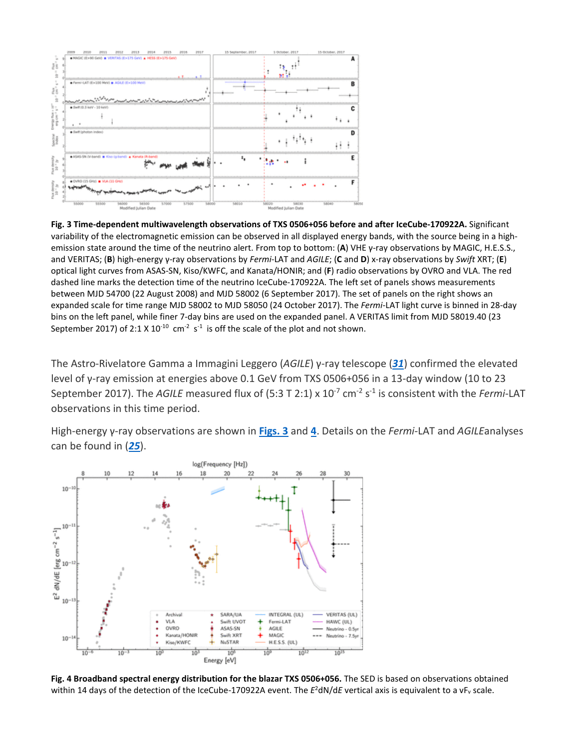**Fig. 3 Time-dependent multiwavelength observations of TXS 0506+056 before and after IceCube-170922A.** Significant variability of the electromagnetic emission can be observed in all displayed energy bands, with the source being in a high-emission state around the time of the neutrino alert. From top to bottom: (**A**) VHE γ-ray observations by MAGIC, H.E.S.S., and VERITAS; (**B**) high-energy γ-ray observations by *Fermi*-LAT and *AGILE*; (**C** and **D**) x-ray observations by *Swift* XRT; (**E**) optical light curves from ASAS-SN, Kiso/KWFC, and Kanata/HONIR; and (**F**) radio observations by OVRO and VLA. The red dashed line marks the detection time of the neutrino IceCube-170922A. The left set of panels shows measurements between MJD 54700 (22 August 2008) and MJD 58002 (6 September 2017). The set of panels on the right shows an expanded scale for time range MJD 58002 to MJD 58050 (24 October 2017). The *Fermi*-LAT light curve is binned in 28-day bins on the left panel, while finer 7-day bins are used on the expanded panel. A VERITAS limit from MJD 58019.40 (23 September 2017) of 2:1 X $10^{-10}$ $cm^{-2}$ $s^{-1}$ is off the scale of the plot and not shown.

The Astro-Rivelatore Gamma a Immagini Leggero (*AGILE*) γ-ray telescope (*31*) confirmed the elevated level of γ-ray emission at energies above 0.1 GeV from TXS 0506+056 in a 13-day window (10 to 23 September 2017). The *AGILE* measured flux of (5:3 T 2:1) x $10^{-7}$ $cm^{-2}$ $s^{-1}$ is consistent with the *Fermi*-LAT observations in this time period.

High-energy γ-ray observations are shown in **Figs. 3** and **4**. Details on the *Fermi*-LAT and *AGILE*analyses can be found in (*25*).

**Fig. 4 Broadband spectral energy distribution for the blazar TXS 0506+056.** The SED is based on observations obtained within 14 days of the detection of the IceCube-170922A event. The $E^2dN/dE$ vertical axis is equivalent to a $\nu F_\nu$ scale.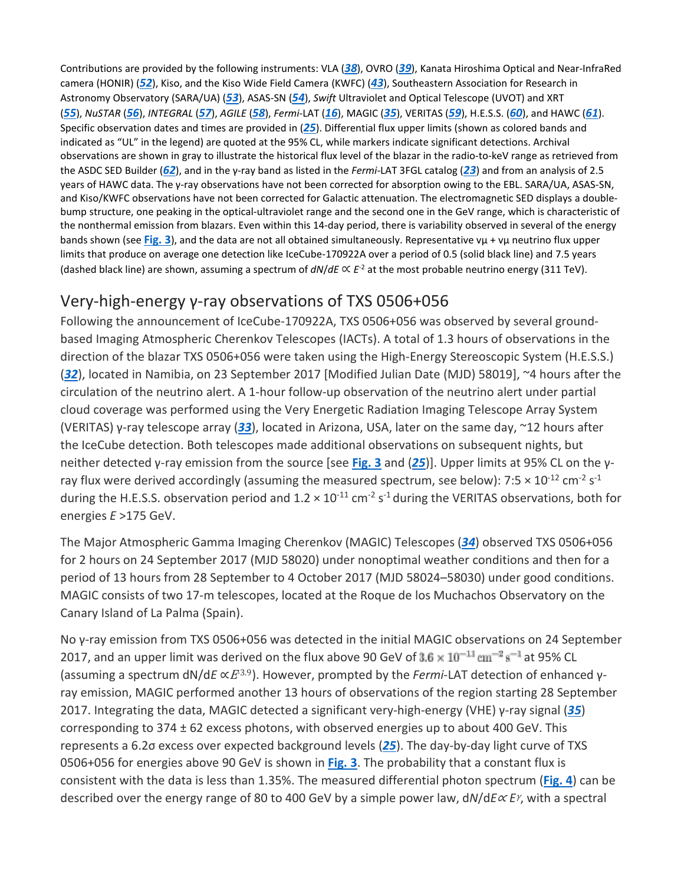Contributions are provided by the following instruments: VLA (*38*), OVRO (*39*), Kanata Hiroshima Optical and Near-InfraRed camera (HONIR) (*52*), Kiso, and the Kiso Wide Field Camera (KWFC) (*43*), Southeastern Association for Research in Astronomy Observatory (SARA/UA) (*53*), ASAS-SN (*54*), *Swift* Ultraviolet and Optical Telescope (UVOT) and XRT (*55*), *NuSTAR* (*56*), *INTEGRAL* (*57*), *AGILE* (*58*), *Fermi*-LAT (*16*), MAGIC (*35*), VERITAS (*59*), H.E.S.S. (*60*), and HAWC (*61*). Specific observation dates and times are provided in (*25*). Differential flux upper limits (shown as colored bands and indicated as "UL" in the legend) are quoted at the 95% CL, while markers indicate significant detections. Archival observations are shown in gray to illustrate the historical flux level of the blazar in the radio-to-keV range as retrieved from the ASDC SED Builder (*62*), and in the γ-ray band as listed in the *Fermi*-LAT 3FGL catalog (*23*) and from an analysis of 2.5 years of HAWC data. The γ-ray observations have not been corrected for absorption owing to the EBL. SARA/UA, ASAS-SN, and Kiso/KWFC observations have not been corrected for Galactic attenuation. The electromagnetic SED displays a double-bump structure, one peaking in the optical-ultraviolet range and the second one in the GeV range, which is characteristic of the nonthermal emission from blazars. Even within this 14-day period, there is variability observed in several of the energy bands shown (see **Fig. 3**), and the data are not all obtained simultaneously. Representative $\nu_\mu + \bar{\nu}_\mu$ neutrino flux upper limits that produce on average one detection like IceCube-170922A over a period of 0.5 (solid black line) and 7.5 years (dashed black line) are shown, assuming a spectrum of $dN/dE \propto E^{-2}$ at the most probable neutrino energy (311 TeV).

## Very-high-energy γ-ray observations of TXS 0506+056

Following the announcement of IceCube-170922A, TXS 0506+056 was observed by several ground-based Imaging Atmospheric Cherenkov Telescopes (IACTs). A total of 1.3 hours of observations in the direction of the blazar TXS 0506+056 were taken using the High-Energy Stereoscopic System (H.E.S.S.) (*32*), located in Namibia, on 23 September 2017 [Modified Julian Date (MJD) 58019], ~4 hours after the circulation of the neutrino alert. A 1-hour follow-up observation of the neutrino alert under partial cloud coverage was performed using the Very Energetic Radiation Imaging Telescope Array System (VERITAS) γ-ray telescope array (*33*), located in Arizona, USA, later on the same day, ~12 hours after the IceCube detection. Both telescopes made additional observations on subsequent nights, but neither detected γ-ray emission from the source [see **Fig. 3** and (*25*)]. Upper limits at 95% CL on the γ-ray flux were derived accordingly (assuming the measured spectrum, see below): 7:5 × $10^{-12}$ $cm^{-2}$ $s^{-1}$ during the H.E.S.S. observation period and 1.2 × $10^{-11}$ $cm^{-2}$ $s^{-1}$ during the VERITAS observations, both for energies $E$ >175 GeV.

The Major Atmospheric Gamma Imaging Cherenkov (MAGIC) Telescopes (*34*) observed TXS 0506+056 for 2 hours on 24 September 2017 (MJD 58020) under nonoptimal weather conditions and then for a period of 13 hours from 28 September to 4 October 2017 (MJD 58024–58030) under good conditions. MAGIC consists of two 17-m telescopes, located at the Roque de los Muchachos Observatory on the Canary Island of La Palma (Spain).

No γ-ray emission from TXS 0506+056 was detected in the initial MAGIC observations on 24 September 2017, and an upper limit was derived on the flux above 90 GeV of $3.6 \times 10^{-11}\ \mathrm{cm}^{-2}\ \mathrm{s}^{-1}$ at 95% CL (assuming a spectrum $dN/dE \propto E^{-3.9}$). However, prompted by the *Fermi*-LAT detection of enhanced γ-ray emission, MAGIC performed another 13 hours of observations of the region starting 28 September 2017. Integrating the data, MAGIC detected a significant very-high-energy (VHE) γ-ray signal (*35*) corresponding to 374 ± 62 excess photons, with observed energies up to about 400 GeV. This represents a 6.2σ excess over expected background levels (*25*). The day-by-day light curve of TXS 0506+056 for energies above 90 GeV is shown in **Fig. 3**. The probability that a constant flux is consistent with the data is less than 1.35%. The measured differential photon spectrum (**Fig. 4**) can be described over the energy range of 80 to 400 GeV by a simple power law, $dN/dE \propto E^{\gamma}$, with a spectral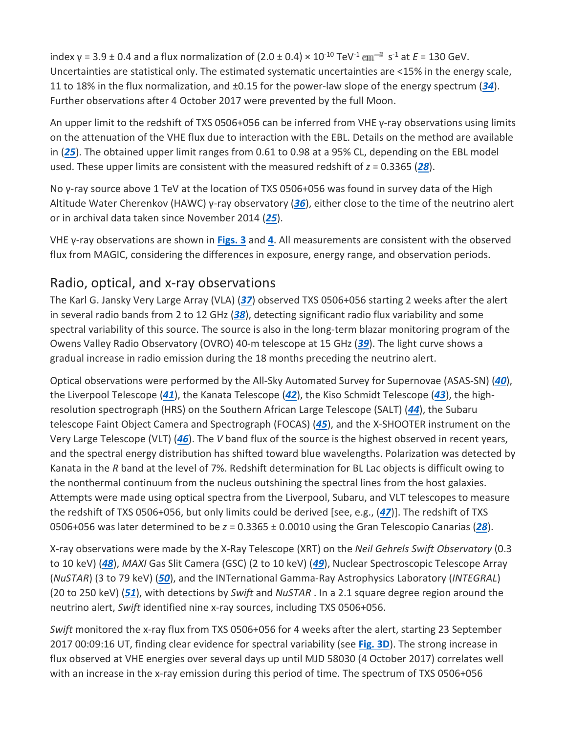index $\gamma = 3.9 \pm 0.4$ and a flux normalization of $(2.0 \pm 0.4) \times 10^{-10}$ $\text{TeV}^{-1}$ $\text{cm}^{-2}$ $\text{s}^{-1}$ at $E = 130$ GeV. Uncertainties are statistical only. The estimated systematic uncertainties are <15% in the energy scale, 11 to 18% in the flux normalization, and ±0.15 for the power-law slope of the energy spectrum (*34*). Further observations after 4 October 2017 were prevented by the full Moon.

An upper limit to the redshift of TXS 0506+056 can be inferred from VHE γ-ray observations using limits on the attenuation of the VHE flux due to interaction with the EBL. Details on the method are available in (*25*). The obtained upper limit ranges from 0.61 to 0.98 at a 95% CL, depending on the EBL model used. These upper limits are consistent with the measured redshift of $z = 0.3365$ (*28*).

No γ-ray source above 1 TeV at the location of TXS 0506+056 was found in survey data of the High Altitude Water Cherenkov (HAWC) γ-ray observatory (*36*), either close to the time of the neutrino alert or in archival data taken since November 2014 (*25*).

VHE γ-ray observations are shown in **Figs. 3** and **4**. All measurements are consistent with the observed flux from MAGIC, considering the differences in exposure, energy range, and observation periods.

## Radio, optical, and x-ray observations

The Karl G. Jansky Very Large Array (VLA) (*37*) observed TXS 0506+056 starting 2 weeks after the alert in several radio bands from 2 to 12 GHz (*38*), detecting significant radio flux variability and some spectral variability of this source. The source is also in the long-term blazar monitoring program of the Owens Valley Radio Observatory (OVRO) 40-m telescope at 15 GHz (*39*). The light curve shows a gradual increase in radio emission during the 18 months preceding the neutrino alert.

Optical observations were performed by the All-Sky Automated Survey for Supernovae (ASAS-SN) (*40*), the Liverpool Telescope (*41*), the Kanata Telescope (*42*), the Kiso Schmidt Telescope (*43*), the high-resolution spectrograph (HRS) on the Southern African Large Telescope (SALT) (*44*), the Subaru telescope Faint Object Camera and Spectrograph (FOCAS) (*45*), and the X-SHOOTER instrument on the Very Large Telescope (VLT) (*46*). The *V* band flux of the source is the highest observed in recent years, and the spectral energy distribution has shifted toward blue wavelengths. Polarization was detected by Kanata in the *R* band at the level of 7%. Redshift determination for BL Lac objects is difficult owing to the nonthermal continuum from the nucleus outshining the spectral lines from the host galaxies. Attempts were made using optical spectra from the Liverpool, Subaru, and VLT telescopes to measure the redshift of TXS 0506+056, but only limits could be derived [see, e.g., (*47*)]. The redshift of TXS 0506+056 was later determined to be $z = 0.3365 \pm 0.0010$ using the Gran Telescopio Canarias (*28*).

X-ray observations were made by the X-Ray Telescope (XRT) on the *Neil Gehrels Swift Observatory* (0.3 to 10 keV) (*48*), *MAXI* Gas Slit Camera (GSC) (2 to 10 keV) (*49*), Nuclear Spectroscopic Telescope Array (*NuSTAR*) (3 to 79 keV) (*50*), and the INTernational Gamma-Ray Astrophysics Laboratory (*INTEGRAL*) (20 to 250 keV) (*51*), with detections by *Swift* and *NuSTAR* . In a 2.1 square degree region around the neutrino alert, *Swift* identified nine x-ray sources, including TXS 0506+056.

*Swift* monitored the x-ray flux from TXS 0506+056 for 4 weeks after the alert, starting 23 September 2017 00:09:16 UT, finding clear evidence for spectral variability (see **Fig. 3D**). The strong increase in flux observed at VHE energies over several days up until MJD 58030 (4 October 2017) correlates well with an increase in the x-ray emission during this period of time. The spectrum of TXS 0506+056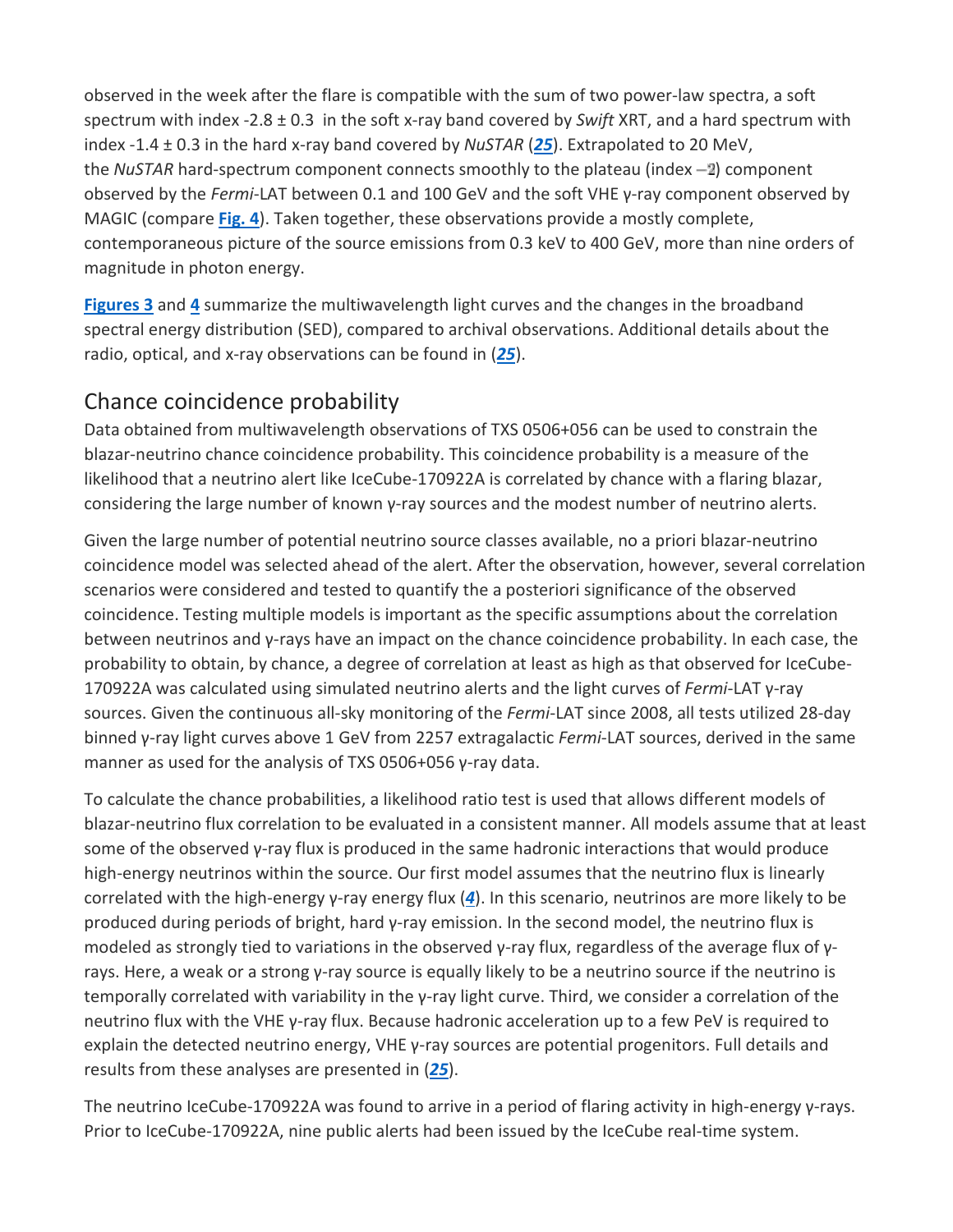observed in the week after the flare is compatible with the sum of two power-law spectra, a soft spectrum with index -2.8 ± 0.3 in the soft x-ray band covered by *Swift* XRT, and a hard spectrum with index -1.4 ± 0.3 in the hard x-ray band covered by *NuSTAR* ([25](#)). Extrapolated to 20 MeV, the *NuSTAR* hard-spectrum component connects smoothly to the plateau (index −2) component observed by the *Fermi*-LAT between 0.1 and 100 GeV and the soft VHE γ-ray component observed by MAGIC (compare [Fig. 4](#)). Taken together, these observations provide a mostly complete, contemporaneous picture of the source emissions from 0.3 keV to 400 GeV, more than nine orders of magnitude in photon energy.

[Figures 3](#) and [4](#) summarize the multiwavelength light curves and the changes in the broadband spectral energy distribution (SED), compared to archival observations. Additional details about the radio, optical, and x-ray observations can be found in ([25](#)).

## Chance coincidence probability

Data obtained from multiwavelength observations of TXS 0506+056 can be used to constrain the blazar-neutrino chance coincidence probability. This coincidence probability is a measure of the likelihood that a neutrino alert like IceCube-170922A is correlated by chance with a flaring blazar, considering the large number of known γ-ray sources and the modest number of neutrino alerts.

Given the large number of potential neutrino source classes available, no a priori blazar-neutrino coincidence model was selected ahead of the alert. After the observation, however, several correlation scenarios were considered and tested to quantify the a posteriori significance of the observed coincidence. Testing multiple models is important as the specific assumptions about the correlation between neutrinos and γ-rays have an impact on the chance coincidence probability. In each case, the probability to obtain, by chance, a degree of correlation at least as high as that observed for IceCube-170922A was calculated using simulated neutrino alerts and the light curves of *Fermi*-LAT γ-ray sources. Given the continuous all-sky monitoring of the *Fermi*-LAT since 2008, all tests utilized 28-day binned γ-ray light curves above 1 GeV from 2257 extragalactic *Fermi*-LAT sources, derived in the same manner as used for the analysis of TXS 0506+056 γ-ray data.

To calculate the chance probabilities, a likelihood ratio test is used that allows different models of blazar-neutrino flux correlation to be evaluated in a consistent manner. All models assume that at least some of the observed γ-ray flux is produced in the same hadronic interactions that would produce high-energy neutrinos within the source. Our first model assumes that the neutrino flux is linearly correlated with the high-energy γ-ray energy flux ([4](#)). In this scenario, neutrinos are more likely to be produced during periods of bright, hard γ-ray emission. In the second model, the neutrino flux is modeled as strongly tied to variations in the observed γ-ray flux, regardless of the average flux of γ-rays. Here, a weak or a strong γ-ray source is equally likely to be a neutrino source if the neutrino is temporally correlated with variability in the γ-ray light curve. Third, we consider a correlation of the neutrino flux with the VHE γ-ray flux. Because hadronic acceleration up to a few PeV is required to explain the detected neutrino energy, VHE γ-ray sources are potential progenitors. Full details and results from these analyses are presented in ([25](#)).

The neutrino IceCube-170922A was found to arrive in a period of flaring activity in high-energy γ-rays. Prior to IceCube-170922A, nine public alerts had been issued by the IceCube real-time system.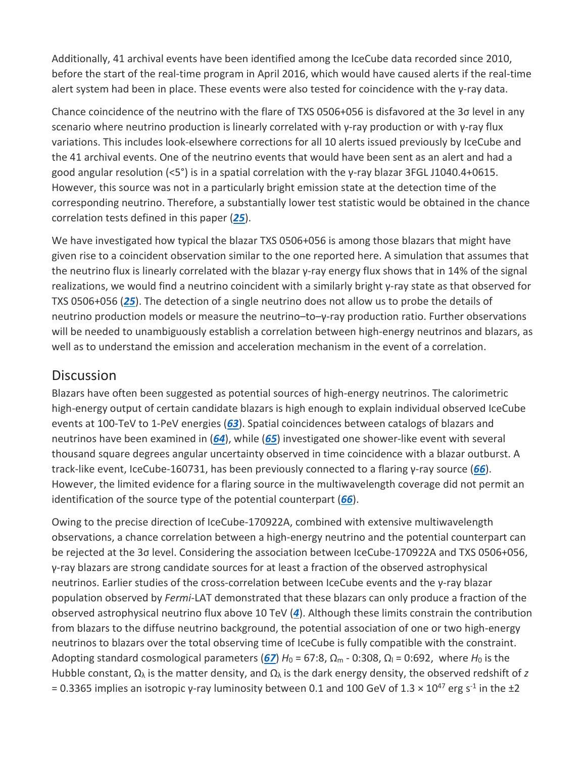Additionally, 41 archival events have been identified among the IceCube data recorded since 2010, before the start of the real-time program in April 2016, which would have caused alerts if the real-time alert system had been in place. These events were also tested for coincidence with the γ-ray data.

Chance coincidence of the neutrino with the flare of TXS 0506+056 is disfavored at the 3σ level in any scenario where neutrino production is linearly correlated with γ-ray production or with γ-ray flux variations. This includes look-elsewhere corrections for all 10 alerts issued previously by IceCube and the 41 archival events. One of the neutrino events that would have been sent as an alert and had a good angular resolution (<5°) is in a spatial correlation with the γ-ray blazar 3FGL J1040.4+0615. However, this source was not in a particularly bright emission state at the detection time of the corresponding neutrino. Therefore, a substantially lower test statistic would be obtained in the chance correlation tests defined in this paper (*25*).

We have investigated how typical the blazar TXS 0506+056 is among those blazars that might have given rise to a coincident observation similar to the one reported here. A simulation that assumes that the neutrino flux is linearly correlated with the blazar γ-ray energy flux shows that in 14% of the signal realizations, we would find a neutrino coincident with a similarly bright γ-ray state as that observed for TXS 0506+056 (*25*). The detection of a single neutrino does not allow us to probe the details of neutrino production models or measure the neutrino–to–γ-ray production ratio. Further observations will be needed to unambiguously establish a correlation between high-energy neutrinos and blazars, as well as to understand the emission and acceleration mechanism in the event of a correlation.

## Discussion

Blazars have often been suggested as potential sources of high-energy neutrinos. The calorimetric high-energy output of certain candidate blazars is high enough to explain individual observed IceCube events at 100-TeV to 1-PeV energies (*63*). Spatial coincidences between catalogs of blazars and neutrinos have been examined in (*64*), while (*65*) investigated one shower-like event with several thousand square degrees angular uncertainty observed in time coincidence with a blazar outburst. A track-like event, IceCube-160731, has been previously connected to a flaring γ-ray source (*66*). However, the limited evidence for a flaring source in the multiwavelength coverage did not permit an identification of the source type of the potential counterpart (*66*).

Owing to the precise direction of IceCube-170922A, combined with extensive multiwavelength observations, a chance correlation between a high-energy neutrino and the potential counterpart can be rejected at the 3σ level. Considering the association between IceCube-170922A and TXS 0506+056, γ-ray blazars are strong candidate sources for at least a fraction of the observed astrophysical neutrinos. Earlier studies of the cross-correlation between IceCube events and the γ-ray blazar population observed by *Fermi*-LAT demonstrated that these blazars can only produce a fraction of the observed astrophysical neutrino flux above 10 TeV (*4*). Although these limits constrain the contribution from blazars to the diffuse neutrino background, the potential association of one or two high-energy neutrinos to blazars over the total observing time of IceCube is fully compatible with the constraint. Adopting standard cosmological parameters (*67*) $H_0$ = 67:8, $\Omega_m$ - 0:308, $\Omega_l$ = 0:692, where $H_0$ is the Hubble constant, $\Omega_\lambda$ is the matter density, and $\Omega_\lambda$ is the dark energy density, the observed redshift of $z$ = 0.3365 implies an isotropic γ-ray luminosity between 0.1 and 100 GeV of $1.3 \times 10^{47}$ erg $s^{-1}$ in the ±2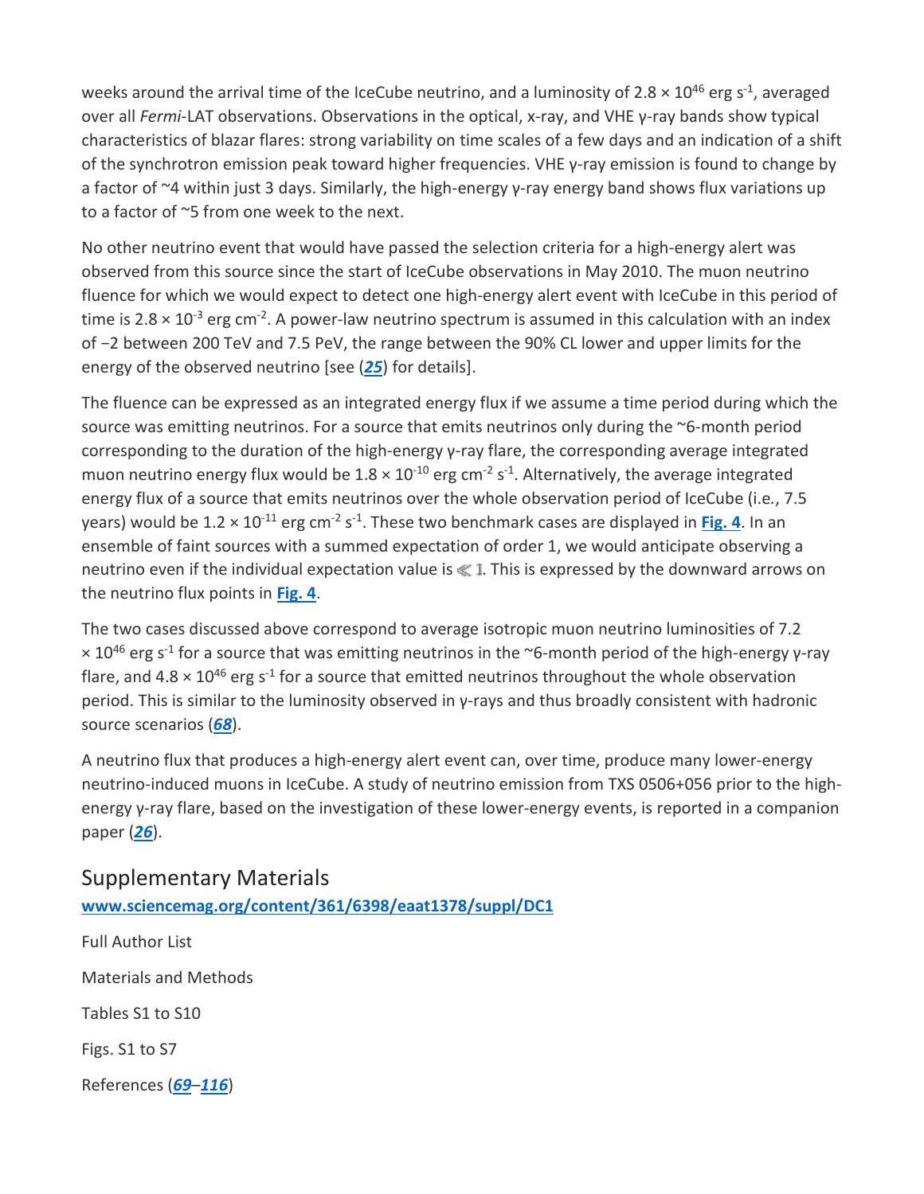weeks around the arrival time of the IceCube neutrino, and a luminosity of $2.8 \times 10^{46}$ erg $s^{-1}$, averaged over all *Fermi*-LAT observations. Observations in the optical, x-ray, and VHE γ-ray bands show typical characteristics of blazar flares: strong variability on time scales of a few days and an indication of a shift of the synchrotron emission peak toward higher frequencies. VHE γ-ray emission is found to change by a factor of ~4 within just 3 days. Similarly, the high-energy γ-ray energy band shows flux variations up to a factor of ~5 from one week to the next.

No other neutrino event that would have passed the selection criteria for a high-energy alert was observed from this source since the start of IceCube observations in May 2010. The muon neutrino fluence for which we would expect to detect one high-energy alert event with IceCube in this period of time is $2.8 \times 10^{-3}$ erg $cm^{-2}$. A power-law neutrino spectrum is assumed in this calculation with an index of −2 between 200 TeV and 7.5 PeV, the range between the 90% CL lower and upper limits for the energy of the observed neutrino [see (**25**) for details].

The fluence can be expressed as an integrated energy flux if we assume a time period during which the source was emitting neutrinos. For a source that emits neutrinos only during the ~6-month period corresponding to the duration of the high-energy γ-ray flare, the corresponding average integrated muon neutrino energy flux would be $1.8 \times 10^{-10}$ erg $cm^{-2}$ $s^{-1}$. Alternatively, the average integrated energy flux of a source that emits neutrinos over the whole observation period of IceCube (i.e., 7.5 years) would be $1.2 \times 10^{-11}$ erg $cm^{-2}$ $s^{-1}$. These two benchmark cases are displayed in **Fig. 4**. In an ensemble of faint sources with a summed expectation of order 1, we would anticipate observing a neutrino even if the individual expectation value is $\ll 1$. This is expressed by the downward arrows on the neutrino flux points in **Fig. 4**.

The two cases discussed above correspond to average isotropic muon neutrino luminosities of $7.2 \times 10^{46}$ erg $s^{-1}$ for a source that was emitting neutrinos in the ~6-month period of the high-energy γ-ray flare, and $4.8 \times 10^{46}$ erg $s^{-1}$ for a source that emitted neutrinos throughout the whole observation period. This is similar to the luminosity observed in γ-rays and thus broadly consistent with hadronic source scenarios (**68**).

A neutrino flux that produces a high-energy alert event can, over time, produce many lower-energy neutrino-induced muons in IceCube. A study of neutrino emission from TXS 0506+056 prior to the high-energy γ-ray flare, based on the investigation of these lower-energy events, is reported in a companion paper (**26**).

## Supplementary Materials

**www.sciencemag.org/content/361/6398/eaat1378/suppl/DC1**

Full Author List

Materials and Methods

Tables S1 to S10

Figs. S1 to S7

References (**69**–**116**)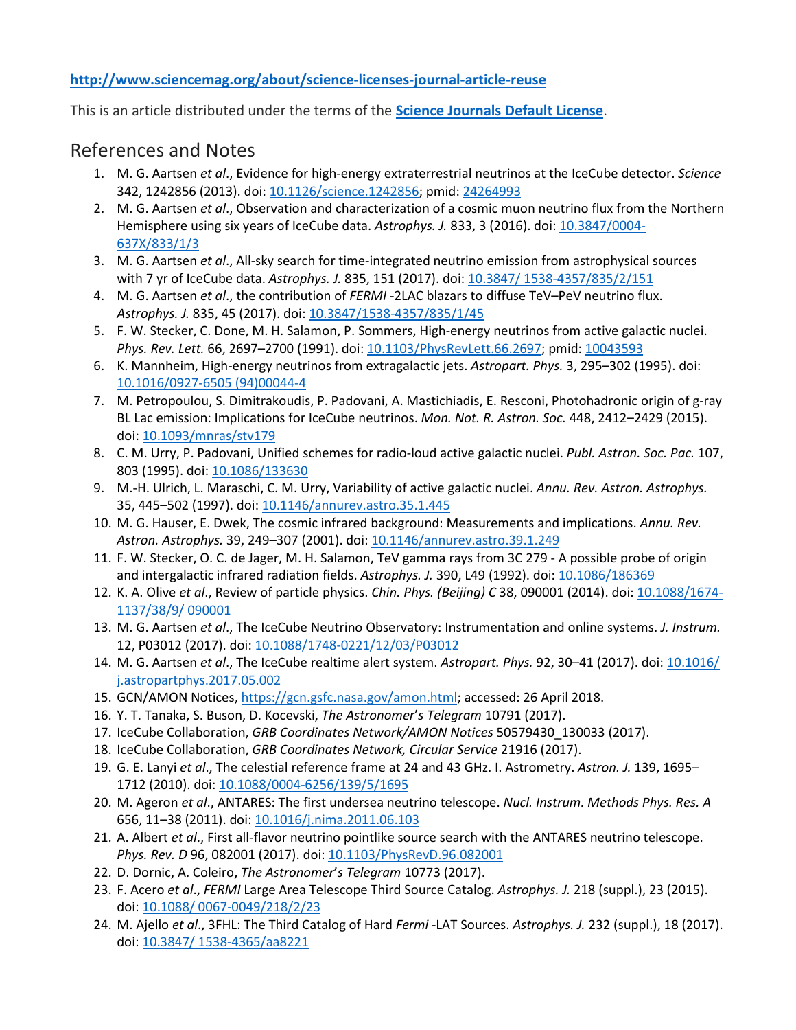http://www.sciencemag.org/about/science-licenses-journal-article-reuse

This is an article distributed under the terms of the **Science Journals Default License**.

## References and Notes

1. M. G. Aartsen *et al*., Evidence for high-energy extraterrestrial neutrinos at the IceCube detector. *Science* 342, 1242856 (2013). doi: 10.1126/science.1242856; pmid: 24264993
2. M. G. Aartsen *et al*., Observation and characterization of a cosmic muon neutrino flux from the Northern Hemisphere using six years of IceCube data. *Astrophys. J.* 833, 3 (2016). doi: 10.3847/0004-637X/833/1/3
3. M. G. Aartsen *et al*., All-sky search for time-integrated neutrino emission from astrophysical sources with 7 yr of IceCube data. *Astrophys. J.* 835, 151 (2017). doi: 10.3847/ 1538-4357/835/2/151
4. M. G. Aartsen *et al*., the contribution of *FERMI* -2LAC blazars to diffuse TeV–PeV neutrino flux. *Astrophys. J.* 835, 45 (2017). doi: 10.3847/1538-4357/835/1/45
5. F. W. Stecker, C. Done, M. H. Salamon, P. Sommers, High-energy neutrinos from active galactic nuclei. *Phys. Rev. Lett.* 66, 2697–2700 (1991). doi: 10.1103/PhysRevLett.66.2697; pmid: 10043593
6. K. Mannheim, High-energy neutrinos from extragalactic jets. *Astropart. Phys.* 3, 295–302 (1995). doi: 10.1016/0927-6505 (94)00044-4
7. M. Petropoulou, S. Dimitrakoudis, P. Padovani, A. Mastichiadis, E. Resconi, Photohadronic origin of g-ray BL Lac emission: Implications for IceCube neutrinos. *Mon. Not. R. Astron. Soc.* 448, 2412–2429 (2015). doi: 10.1093/mnras/stv179
8. C. M. Urry, P. Padovani, Unified schemes for radio-loud active galactic nuclei. *Publ. Astron. Soc. Pac.* 107, 803 (1995). doi: 10.1086/133630
9. M.-H. Ulrich, L. Maraschi, C. M. Urry, Variability of active galactic nuclei. *Annu. Rev. Astron. Astrophys.* 35, 445–502 (1997). doi: 10.1146/annurev.astro.35.1.445
10. M. G. Hauser, E. Dwek, The cosmic infrared background: Measurements and implications. *Annu. Rev. Astron. Astrophys.* 39, 249–307 (2001). doi: 10.1146/annurev.astro.39.1.249
11. F. W. Stecker, O. C. de Jager, M. H. Salamon, TeV gamma rays from 3C 279 - A possible probe of origin and intergalactic infrared radiation fields. *Astrophys. J.* 390, L49 (1992). doi: 10.1086/186369
12. K. A. Olive *et al*., Review of particle physics. *Chin. Phys. (Beijing) C* 38, 090001 (2014). doi: 10.1088/1674-1137/38/9/ 090001
13. M. G. Aartsen *et al*., The IceCube Neutrino Observatory: Instrumentation and online systems. *J. Instrum.* 12, P03012 (2017). doi: 10.1088/1748-0221/12/03/P03012
14. M. G. Aartsen *et al*., The IceCube realtime alert system. *Astropart. Phys.* 92, 30–41 (2017). doi: 10.1016/ j.astropartphys.2017.05.002
15. GCN/AMON Notices, https://gcn.gsfc.nasa.gov/amon.html; accessed: 26 April 2018.
16. Y. T. Tanaka, S. Buson, D. Kocevski, *The Astronomer's Telegram* 10791 (2017).
17. IceCube Collaboration, *GRB Coordinates Network/AMON Notices* 50579430_130033 (2017).
18. IceCube Collaboration, *GRB Coordinates Network, Circular Service* 21916 (2017).
19. G. E. Lanyi *et al*., The celestial reference frame at 24 and 43 GHz. I. Astrometry. *Astron. J.* 139, 1695–1712 (2010). doi: 10.1088/0004-6256/139/5/1695
20. M. Ageron *et al*., ANTARES: The first undersea neutrino telescope. *Nucl. Instrum. Methods Phys. Res. A* 656, 11–38 (2011). doi: 10.1016/j.nima.2011.06.103
21. A. Albert *et al*., First all-flavor neutrino pointlike source search with the ANTARES neutrino telescope. *Phys. Rev. D* 96, 082001 (2017). doi: 10.1103/PhysRevD.96.082001
22. D. Dornic, A. Coleiro, *The Astronomer's Telegram* 10773 (2017).
23. F. Acero *et al*., *FERMI* Large Area Telescope Third Source Catalog. *Astrophys. J.* 218 (suppl.), 23 (2015). doi: 10.1088/ 0067-0049/218/2/23
24. M. Ajello *et al*., 3FHL: The Third Catalog of Hard *Fermi* -LAT Sources. *Astrophys. J.* 232 (suppl.), 18 (2017). doi: 10.3847/ 1538-4365/aa8221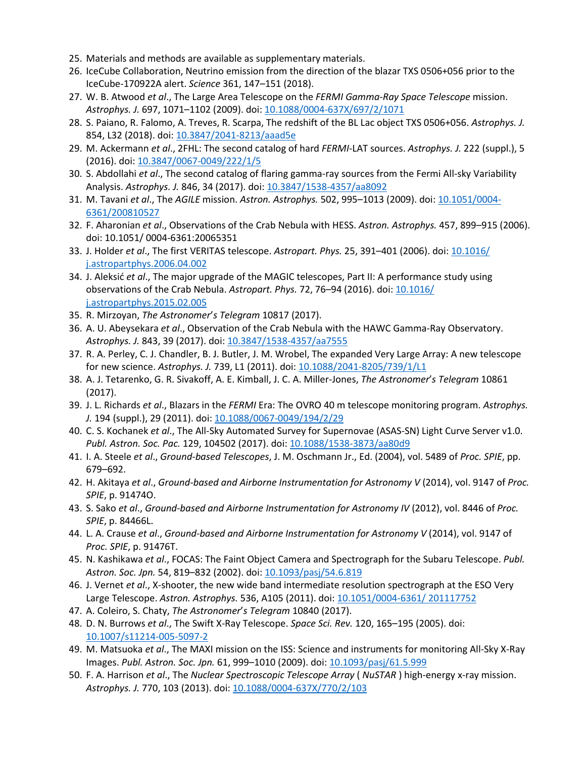25. Materials and methods are available as supplementary materials.
26. IceCube Collaboration, Neutrino emission from the direction of the blazar TXS 0506+056 prior to the IceCube-170922A alert. *Science* 361, 147–151 (2018).
27. W. B. Atwood *et al*., The Large Area Telescope on the *FERMI Gamma-Ray Space Telescope* mission. *Astrophys. J.* 697, 1071–1102 (2009). doi: 10.1088/0004-637X/697/2/1071
28. S. Paiano, R. Falomo, A. Treves, R. Scarpa, The redshift of the BL Lac object TXS 0506+056. *Astrophys. J.* 854, L32 (2018). doi: 10.3847/2041-8213/aaad5e
29. M. Ackermann *et al*., 2FHL: The second catalog of hard *FERMI*-LAT sources. *Astrophys. J.* 222 (suppl.), 5 (2016). doi: 10.3847/0067-0049/222/1/5
30. S. Abdollahi *et al*., The second catalog of flaring gamma-ray sources from the Fermi All-sky Variability Analysis. *Astrophys. J.* 846, 34 (2017). doi: 10.3847/1538-4357/aa8092
31. M. Tavani *et al*., The *AGILE* mission. *Astron. Astrophys.* 502, 995–1013 (2009). doi: 10.1051/0004-6361/200810527
32. F. Aharonian *et al*., Observations of the Crab Nebula with HESS. *Astron. Astrophys.* 457, 899–915 (2006). doi: 10.1051/ 0004-6361:20065351
33. J. Holder *et al*., The first VERITAS telescope. *Astropart. Phys.* 25, 391–401 (2006). doi: 10.1016/ j.astropartphys.2006.04.002
34. J. Aleksić *et al*., The major upgrade of the MAGIC telescopes, Part II: A performance study using observations of the Crab Nebula. *Astropart. Phys.* 72, 76–94 (2016). doi: 10.1016/ j.astropartphys.2015.02.005
35. R. Mirzoyan, *The Astronomer's Telegram* 10817 (2017).
36. A. U. Abeysekara *et al*., Observation of the Crab Nebula with the HAWC Gamma-Ray Observatory. *Astrophys. J.* 843, 39 (2017). doi: 10.3847/1538-4357/aa7555
37. R. A. Perley, C. J. Chandler, B. J. Butler, J. M. Wrobel, The expanded Very Large Array: A new telescope for new science. *Astrophys. J.* 739, L1 (2011). doi: 10.1088/2041-8205/739/1/L1
38. A. J. Tetarenko, G. R. Sivakoff, A. E. Kimball, J. C. A. Miller-Jones, *The Astronomer's Telegram* 10861 (2017).
39. J. L. Richards *et al*., Blazars in the *FERMI* Era: The OVRO 40 m telescope monitoring program. *Astrophys. J.* 194 (suppl.), 29 (2011). doi: 10.1088/0067-0049/194/2/29
40. C. S. Kochanek *et al*., The All-Sky Automated Survey for Supernovae (ASAS-SN) Light Curve Server v1.0. *Publ. Astron. Soc. Pac.* 129, 104502 (2017). doi: 10.1088/1538-3873/aa80d9
41. I. A. Steele *et al*., *Ground-based Telescopes*, J. M. Oschmann Jr., Ed. (2004), vol. 5489 of *Proc. SPIE*, pp. 679–692.
42. H. Akitaya *et al*., *Ground-based and Airborne Instrumentation for Astronomy V* (2014), vol. 9147 of *Proc. SPIE*, p. 91474O.
43. S. Sako *et al*., *Ground-based and Airborne Instrumentation for Astronomy IV* (2012), vol. 8446 of *Proc. SPIE*, p. 84466L.
44. L. A. Crause *et al*., *Ground-based and Airborne Instrumentation for Astronomy V* (2014), vol. 9147 of *Proc. SPIE*, p. 91476T.
45. N. Kashikawa *et al*., FOCAS: The Faint Object Camera and Spectrograph for the Subaru Telescope. *Publ. Astron. Soc. Jpn.* 54, 819–832 (2002). doi: 10.1093/pasj/54.6.819
46. J. Vernet *et al*., X-shooter, the new wide band intermediate resolution spectrograph at the ESO Very Large Telescope. *Astron. Astrophys.* 536, A105 (2011). doi: 10.1051/0004-6361/ 201117752
47. A. Coleiro, S. Chaty, *The Astronomer's Telegram* 10840 (2017).
48. D. N. Burrows *et al*., The Swift X-Ray Telescope. *Space Sci. Rev.* 120, 165–195 (2005). doi: 10.1007/s11214-005-5097-2
49. M. Matsuoka *et al*., The MAXI mission on the ISS: Science and instruments for monitoring All-Sky X-Ray Images. *Publ. Astron. Soc. Jpn.* 61, 999–1010 (2009). doi: 10.1093/pasj/61.5.999
50. F. A. Harrison *et al*., The *Nuclear Spectroscopic Telescope Array* ( *NuSTAR* ) high-energy x-ray mission. *Astrophys. J.* 770, 103 (2013). doi: 10.1088/0004-637X/770/2/103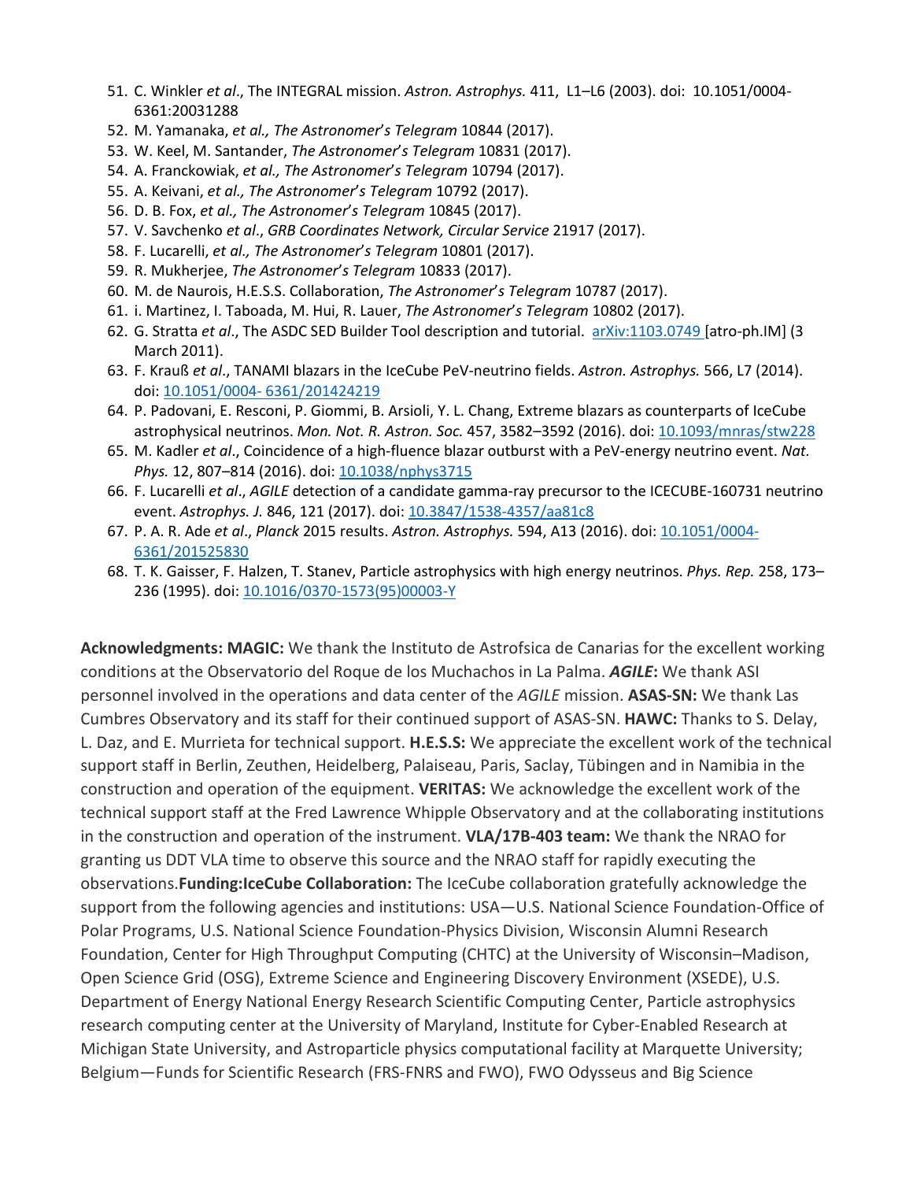51. C. Winkler *et al*., The INTEGRAL mission. *Astron. Astrophys.* 411, L1–L6 (2003). doi: 10.1051/0004-6361:20031288
52. M. Yamanaka, *et al., The Astronomer's Telegram* 10844 (2017).
53. W. Keel, M. Santander, *The Astronomer's Telegram* 10831 (2017).
54. A. Franckowiak, *et al., The Astronomer's Telegram* 10794 (2017).
55. A. Keivani, *et al., The Astronomer's Telegram* 10792 (2017).
56. D. B. Fox, *et al., The Astronomer's Telegram* 10845 (2017).
57. V. Savchenko *et al*., *GRB Coordinates Network, Circular Service* 21917 (2017).
58. F. Lucarelli, *et al., The Astronomer's Telegram* 10801 (2017).
59. R. Mukherjee, *The Astronomer's Telegram* 10833 (2017).
60. M. de Naurois, H.E.S.S. Collaboration, *The Astronomer's Telegram* 10787 (2017).
61. i. Martinez, I. Taboada, M. Hui, R. Lauer, *The Astronomer's Telegram* 10802 (2017).
62. G. Stratta *et al*., The ASDC SED Builder Tool description and tutorial. arXiv:1103.0749 [atro-ph.IM] (3 March 2011).
63. F. Krauß *et al*., TANAMI blazars in the IceCube PeV-neutrino fields. *Astron. Astrophys.* 566, L7 (2014). doi: 10.1051/0004- 6361/201424219
64. P. Padovani, E. Resconi, P. Giommi, B. Arsioli, Y. L. Chang, Extreme blazars as counterparts of IceCube astrophysical neutrinos. *Mon. Not. R. Astron. Soc.* 457, 3582–3592 (2016). doi: 10.1093/mnras/stw228
65. M. Kadler *et al*., Coincidence of a high-fluence blazar outburst with a PeV-energy neutrino event. *Nat. Phys.* 12, 807–814 (2016). doi: 10.1038/nphys3715
66. F. Lucarelli *et al*., *AGILE* detection of a candidate gamma-ray precursor to the ICECUBE-160731 neutrino event. *Astrophys. J.* 846, 121 (2017). doi: 10.3847/1538-4357/aa81c8
67. P. A. R. Ade *et al*., *Planck* 2015 results. *Astron. Astrophys.* 594, A13 (2016). doi: 10.1051/0004-6361/201525830
68. T. K. Gaisser, F. Halzen, T. Stanev, Particle astrophysics with high energy neutrinos. *Phys. Rep.* 258, 173–236 (1995). doi: 10.1016/0370-1573(95)00003-Y

**Acknowledgments: MAGIC:** We thank the Instituto de Astrofsica de Canarias for the excellent working conditions at the Observatorio del Roque de los Muchachos in La Palma. ***AGILE*:** We thank ASI personnel involved in the operations and data center of the *AGILE* mission. **ASAS-SN:** We thank Las Cumbres Observatory and its staff for their continued support of ASAS-SN. **HAWC:** Thanks to S. Delay, L. Daz, and E. Murrieta for technical support. **H.E.S.S:** We appreciate the excellent work of the technical support staff in Berlin, Zeuthen, Heidelberg, Palaiseau, Paris, Saclay, Tübingen and in Namibia in the construction and operation of the equipment. **VERITAS:** We acknowledge the excellent work of the technical support staff at the Fred Lawrence Whipple Observatory and at the collaborating institutions in the construction and operation of the instrument. **VLA/17B-403 team:** We thank the NRAO for granting us DDT VLA time to observe this source and the NRAO staff for rapidly executing the observations.**Funding:IceCube Collaboration:** The IceCube collaboration gratefully acknowledge the support from the following agencies and institutions: USA—U.S. National Science Foundation-Office of Polar Programs, U.S. National Science Foundation-Physics Division, Wisconsin Alumni Research Foundation, Center for High Throughput Computing (CHTC) at the University of Wisconsin–Madison, Open Science Grid (OSG), Extreme Science and Engineering Discovery Environment (XSEDE), U.S. Department of Energy National Energy Research Scientific Computing Center, Particle astrophysics research computing center at the University of Maryland, Institute for Cyber-Enabled Research at Michigan State University, and Astroparticle physics computational facility at Marquette University; Belgium—Funds for Scientific Research (FRS-FNRS and FWO), FWO Odysseus and Big Science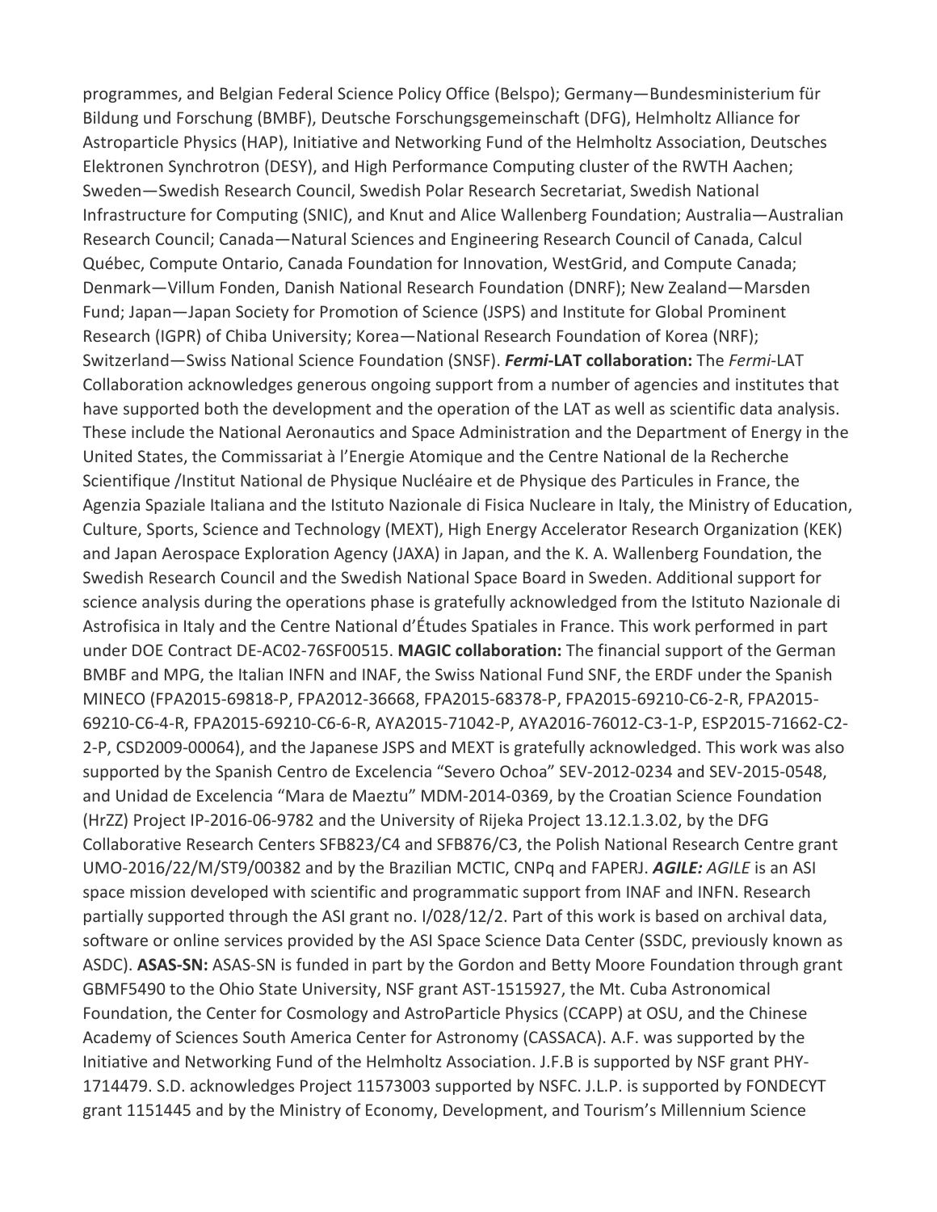programmes, and Belgian Federal Science Policy Office (Belspo); Germany—Bundesministerium für Bildung und Forschung (BMBF), Deutsche Forschungsgemeinschaft (DFG), Helmholtz Alliance for Astroparticle Physics (HAP), Initiative and Networking Fund of the Helmholtz Association, Deutsches Elektronen Synchrotron (DESY), and High Performance Computing cluster of the RWTH Aachen; Sweden—Swedish Research Council, Swedish Polar Research Secretariat, Swedish National Infrastructure for Computing (SNIC), and Knut and Alice Wallenberg Foundation; Australia—Australian Research Council; Canada—Natural Sciences and Engineering Research Council of Canada, Calcul Québec, Compute Ontario, Canada Foundation for Innovation, WestGrid, and Compute Canada; Denmark—Villum Fonden, Danish National Research Foundation (DNRF); New Zealand—Marsden Fund; Japan—Japan Society for Promotion of Science (JSPS) and Institute for Global Prominent Research (IGPR) of Chiba University; Korea—National Research Foundation of Korea (NRF); Switzerland—Swiss National Science Foundation (SNSF). ***Fermi*-LAT collaboration:** The *Fermi*-LAT Collaboration acknowledges generous ongoing support from a number of agencies and institutes that have supported both the development and the operation of the LAT as well as scientific data analysis. These include the National Aeronautics and Space Administration and the Department of Energy in the United States, the Commissariat à l'Energie Atomique and the Centre National de la Recherche Scientifique /Institut National de Physique Nucléaire et de Physique des Particules in France, the Agenzia Spaziale Italiana and the Istituto Nazionale di Fisica Nucleare in Italy, the Ministry of Education, Culture, Sports, Science and Technology (MEXT), High Energy Accelerator Research Organization (KEK) and Japan Aerospace Exploration Agency (JAXA) in Japan, and the K. A. Wallenberg Foundation, the Swedish Research Council and the Swedish National Space Board in Sweden. Additional support for science analysis during the operations phase is gratefully acknowledged from the Istituto Nazionale di Astrofisica in Italy and the Centre National d'Études Spatiales in France. This work performed in part under DOE Contract DE-AC02-76SF00515. **MAGIC collaboration:** The financial support of the German BMBF and MPG, the Italian INFN and INAF, the Swiss National Fund SNF, the ERDF under the Spanish MINECO (FPA2015-69818-P, FPA2012-36668, FPA2015-68378-P, FPA2015-69210-C6-2-R, FPA2015-69210-C6-4-R, FPA2015-69210-C6-6-R, AYA2015-71042-P, AYA2016-76012-C3-1-P, ESP2015-71662-C2-2-P, CSD2009-00064), and the Japanese JSPS and MEXT is gratefully acknowledged. This work was also supported by the Spanish Centro de Excelencia "Severo Ochoa" SEV-2012-0234 and SEV-2015-0548, and Unidad de Excelencia "Mara de Maeztu" MDM-2014-0369, by the Croatian Science Foundation (HrZZ) Project IP-2016-06-9782 and the University of Rijeka Project 13.12.1.3.02, by the DFG Collaborative Research Centers SFB823/C4 and SFB876/C3, the Polish National Research Centre grant UMO-2016/22/M/ST9/00382 and by the Brazilian MCTIC, CNPq and FAPERJ. ***AGILE:*** *AGILE* is an ASI space mission developed with scientific and programmatic support from INAF and INFN. Research partially supported through the ASI grant no. I/028/12/2. Part of this work is based on archival data, software or online services provided by the ASI Space Science Data Center (SSDC, previously known as ASDC). **ASAS-SN:** ASAS-SN is funded in part by the Gordon and Betty Moore Foundation through grant GBMF5490 to the Ohio State University, NSF grant AST-1515927, the Mt. Cuba Astronomical Foundation, the Center for Cosmology and AstroParticle Physics (CCAPP) at OSU, and the Chinese Academy of Sciences South America Center for Astronomy (CASSACA). A.F. was supported by the Initiative and Networking Fund of the Helmholtz Association. J.F.B is supported by NSF grant PHY-1714479. S.D. acknowledges Project 11573003 supported by NSFC. J.L.P. is supported by FONDECYT grant 1151445 and by the Ministry of Economy, Development, and Tourism's Millennium Science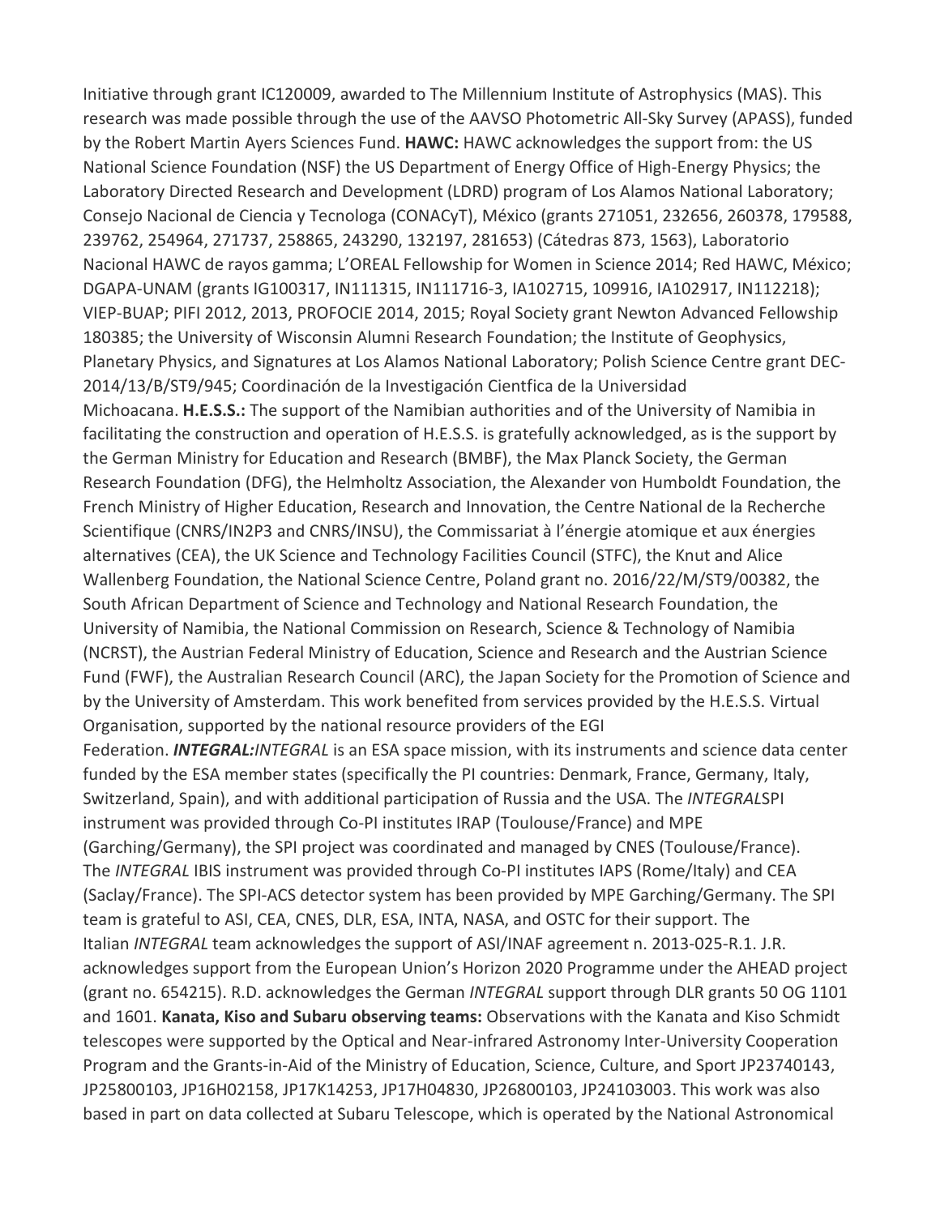Initiative through grant IC120009, awarded to The Millennium Institute of Astrophysics (MAS). This research was made possible through the use of the AAVSO Photometric All-Sky Survey (APASS), funded by the Robert Martin Ayers Sciences Fund. **HAWC:** HAWC acknowledges the support from: the US National Science Foundation (NSF) the US Department of Energy Office of High-Energy Physics; the Laboratory Directed Research and Development (LDRD) program of Los Alamos National Laboratory; Consejo Nacional de Ciencia y Tecnologa (CONACyT), México (grants 271051, 232656, 260378, 179588, 239762, 254964, 271737, 258865, 243290, 132197, 281653) (Cátedras 873, 1563), Laboratorio Nacional HAWC de rayos gamma; L'OREAL Fellowship for Women in Science 2014; Red HAWC, México; DGAPA-UNAM (grants IG100317, IN111315, IN111716-3, IA102715, 109916, IA102917, IN112218); VIEP-BUAP; PIFI 2012, 2013, PROFOCIE 2014, 2015; Royal Society grant Newton Advanced Fellowship 180385; the University of Wisconsin Alumni Research Foundation; the Institute of Geophysics, Planetary Physics, and Signatures at Los Alamos National Laboratory; Polish Science Centre grant DEC-2014/13/B/ST9/945; Coordinación de la Investigación Cientfica de la Universidad Michoacana. **H.E.S.S.:** The support of the Namibian authorities and of the University of Namibia in facilitating the construction and operation of H.E.S.S. is gratefully acknowledged, as is the support by the German Ministry for Education and Research (BMBF), the Max Planck Society, the German Research Foundation (DFG), the Helmholtz Association, the Alexander von Humboldt Foundation, the French Ministry of Higher Education, Research and Innovation, the Centre National de la Recherche Scientifique (CNRS/IN2P3 and CNRS/INSU), the Commissariat à l'énergie atomique et aux énergies alternatives (CEA), the UK Science and Technology Facilities Council (STFC), the Knut and Alice Wallenberg Foundation, the National Science Centre, Poland grant no. 2016/22/M/ST9/00382, the South African Department of Science and Technology and National Research Foundation, the University of Namibia, the National Commission on Research, Science & Technology of Namibia (NCRST), the Austrian Federal Ministry of Education, Science and Research and the Austrian Science Fund (FWF), the Australian Research Council (ARC), the Japan Society for the Promotion of Science and by the University of Amsterdam. This work benefited from services provided by the H.E.S.S. Virtual Organisation, supported by the national resource providers of the EGI Federation. ***INTEGRAL:*** *INTEGRAL* is an ESA space mission, with its instruments and science data center funded by the ESA member states (specifically the PI countries: Denmark, France, Germany, Italy, Switzerland, Spain), and with additional participation of Russia and the USA. The *INTEGRAL*SPI instrument was provided through Co-PI institutes IRAP (Toulouse/France) and MPE (Garching/Germany), the SPI project was coordinated and managed by CNES (Toulouse/France). The *INTEGRAL* IBIS instrument was provided through Co-PI institutes IAPS (Rome/Italy) and CEA (Saclay/France). The SPI-ACS detector system has been provided by MPE Garching/Germany. The SPI team is grateful to ASI, CEA, CNES, DLR, ESA, INTA, NASA, and OSTC for their support. The Italian *INTEGRAL* team acknowledges the support of ASI/INAF agreement n. 2013-025-R.1. J.R. acknowledges support from the European Union's Horizon 2020 Programme under the AHEAD project (grant no. 654215). R.D. acknowledges the German *INTEGRAL* support through DLR grants 50 OG 1101 and 1601. **Kanata, Kiso and Subaru observing teams:** Observations with the Kanata and Kiso Schmidt telescopes were supported by the Optical and Near-infrared Astronomy Inter-University Cooperation Program and the Grants-in-Aid of the Ministry of Education, Science, Culture, and Sport JP23740143, JP25800103, JP16H02158, JP17K14253, JP17H04830, JP26800103, JP24103003. This work was also based in part on data collected at Subaru Telescope, which is operated by the National Astronomical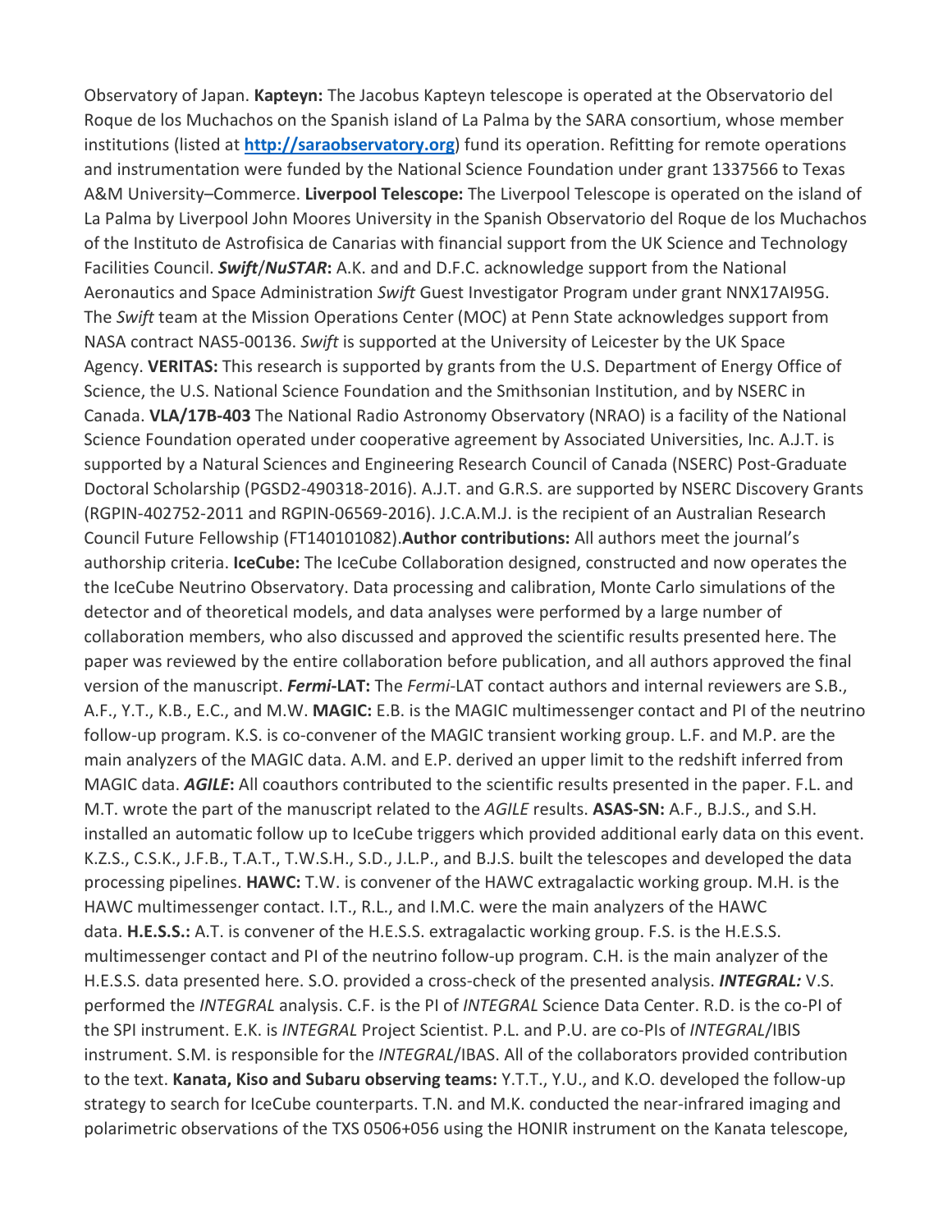Observatory of Japan. **Kapteyn:** The Jacobus Kapteyn telescope is operated at the Observatorio del Roque de los Muchachos on the Spanish island of La Palma by the SARA consortium, whose member institutions (listed at **[http://saraobservatory.org](http://saraobservatory.org)**) fund its operation. Refitting for remote operations and instrumentation were funded by the National Science Foundation under grant 1337566 to Texas A&M University–Commerce. **Liverpool Telescope:** The Liverpool Telescope is operated on the island of La Palma by Liverpool John Moores University in the Spanish Observatorio del Roque de los Muchachos of the Instituto de Astrofisica de Canarias with financial support from the UK Science and Technology Facilities Council. ***Swift*/*NuSTAR*:** A.K. and and D.F.C. acknowledge support from the National Aeronautics and Space Administration *Swift* Guest Investigator Program under grant NNX17AI95G. The *Swift* team at the Mission Operations Center (MOC) at Penn State acknowledges support from NASA contract NAS5-00136. *Swift* is supported at the University of Leicester by the UK Space Agency. **VERITAS:** This research is supported by grants from the U.S. Department of Energy Office of Science, the U.S. National Science Foundation and the Smithsonian Institution, and by NSERC in Canada. **VLA/17B-403** The National Radio Astronomy Observatory (NRAO) is a facility of the National Science Foundation operated under cooperative agreement by Associated Universities, Inc. A.J.T. is supported by a Natural Sciences and Engineering Research Council of Canada (NSERC) Post-Graduate Doctoral Scholarship (PGSD2-490318-2016). A.J.T. and G.R.S. are supported by NSERC Discovery Grants (RGPIN-402752-2011 and RGPIN-06569-2016). J.C.A.M.J. is the recipient of an Australian Research Council Future Fellowship (FT140101082).**Author contributions:** All authors meet the journal's authorship criteria. **IceCube:** The IceCube Collaboration designed, constructed and now operates the the IceCube Neutrino Observatory. Data processing and calibration, Monte Carlo simulations of the detector and of theoretical models, and data analyses were performed by a large number of collaboration members, who also discussed and approved the scientific results presented here. The paper was reviewed by the entire collaboration before publication, and all authors approved the final version of the manuscript. ***Fermi*-LAT:** The *Fermi*-LAT contact authors and internal reviewers are S.B., A.F., Y.T., K.B., E.C., and M.W. **MAGIC:** E.B. is the MAGIC multimessenger contact and PI of the neutrino follow-up program. K.S. is co-convener of the MAGIC transient working group. L.F. and M.P. are the main analyzers of the MAGIC data. A.M. and E.P. derived an upper limit to the redshift inferred from MAGIC data. ***AGILE*:** All coauthors contributed to the scientific results presented in the paper. F.L. and M.T. wrote the part of the manuscript related to the *AGILE* results. **ASAS-SN:** A.F., B.J.S., and S.H. installed an automatic follow up to IceCube triggers which provided additional early data on this event. K.Z.S., C.S.K., J.F.B., T.A.T., T.W.S.H., S.D., J.L.P., and B.J.S. built the telescopes and developed the data processing pipelines. **HAWC:** T.W. is convener of the HAWC extragalactic working group. M.H. is the HAWC multimessenger contact. I.T., R.L., and I.M.C. were the main analyzers of the HAWC data. **H.E.S.S.:** A.T. is convener of the H.E.S.S. extragalactic working group. F.S. is the H.E.S.S. multimessenger contact and PI of the neutrino follow-up program. C.H. is the main analyzer of the H.E.S.S. data presented here. S.O. provided a cross-check of the presented analysis. ***INTEGRAL:*** V.S. performed the *INTEGRAL* analysis. C.F. is the PI of *INTEGRAL* Science Data Center. R.D. is the co-PI of the SPI instrument. E.K. is *INTEGRAL* Project Scientist. P.L. and P.U. are co-PIs of *INTEGRAL*/IBIS instrument. S.M. is responsible for the *INTEGRAL*/IBAS. All of the collaborators provided contribution to the text. **Kanata, Kiso and Subaru observing teams:** Y.T.T., Y.U., and K.O. developed the follow-up strategy to search for IceCube counterparts. T.N. and M.K. conducted the near-infrared imaging and polarimetric observations of the TXS 0506+056 using the HONIR instrument on the Kanata telescope,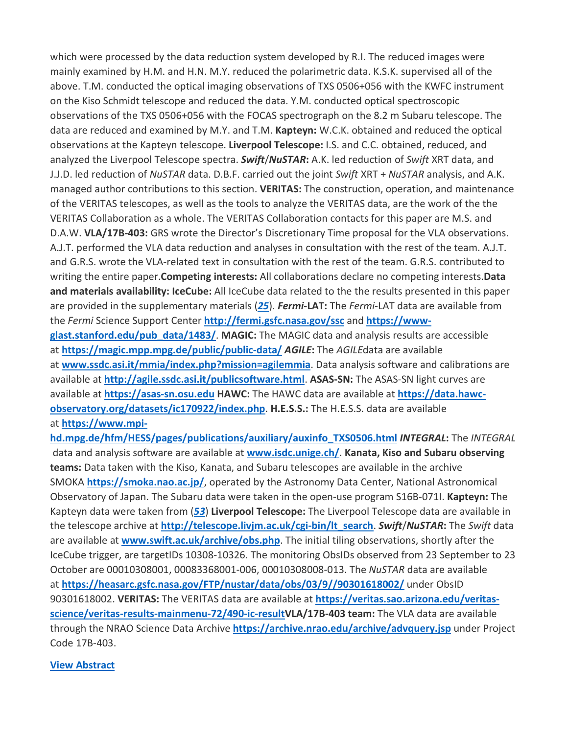which were processed by the data reduction system developed by R.I. The reduced images were mainly examined by H.M. and H.N. M.Y. reduced the polarimetric data. K.S.K. supervised all of the above. T.M. conducted the optical imaging observations of TXS 0506+056 with the KWFC instrument on the Kiso Schmidt telescope and reduced the data. Y.M. conducted optical spectroscopic observations of the TXS 0506+056 with the FOCAS spectrograph on the 8.2 m Subaru telescope. The data are reduced and examined by M.Y. and T.M. **Kapteyn:** W.C.K. obtained and reduced the optical observations at the Kapteyn telescope. **Liverpool Telescope:** I.S. and C.C. obtained, reduced, and analyzed the Liverpool Telescope spectra. ***Swift*/*NuSTAR*:** A.K. led reduction of *Swift* XRT data, and J.J.D. led reduction of *NuSTAR* data. D.B.F. carried out the joint *Swift* XRT + *NuSTAR* analysis, and A.K. managed author contributions to this section. **VERITAS:** The construction, operation, and maintenance of the VERITAS telescopes, as well as the tools to analyze the VERITAS data, are the work of the the VERITAS Collaboration as a whole. The VERITAS Collaboration contacts for this paper are M.S. and D.A.W. **VLA/17B-403:** GRS wrote the Director's Discretionary Time proposal for the VLA observations. A.J.T. performed the VLA data reduction and analyses in consultation with the rest of the team. A.J.T. and G.R.S. wrote the VLA-related text in consultation with the rest of the team. G.R.S. contributed to writing the entire paper.**Competing interests:** All collaborations declare no competing interests.**Data and materials availability: IceCube:** All IceCube data related to the the results presented in this paper are provided in the supplementary materials ([25](#)). ***Fermi*-LAT:** The *Fermi*-LAT data are available from the *Fermi* Science Support Center **http://fermi.gsfc.nasa.gov/ssc** and **https://www-glast.stanford.edu/pub_data/1483/**. **MAGIC:** The MAGIC data and analysis results are accessible at **https://magic.mpp.mpg.de/public/public-data/** ***AGILE*:** The *AGILE*data are available at **www.ssdc.asi.it/mmia/index.php?mission=agilemmia**. Data analysis software and calibrations are available at **http://agile.ssdc.asi.it/publicsoftware.html**. **ASAS-SN:** The ASAS-SN light curves are available at **https://asas-sn.osu.edu** **HAWC:** The HAWC data are available at **https://data.hawc-observatory.org/datasets/ic170922/index.php**. **H.E.S.S.:** The H.E.S.S. data are available at **https://www.mpi-hd.mpg.de/hfm/HESS/pages/publications/auxiliary/auxinfo_TXS0506.html** ***INTEGRAL*:** The *INTEGRAL* data and analysis software are available at **www.isdc.unige.ch/**. **Kanata, Kiso and Subaru observing teams:** Data taken with the Kiso, Kanata, and Subaru telescopes are available in the archive SMOKA **https://smoka.nao.ac.jp/**, operated by the Astronomy Data Center, National Astronomical Observatory of Japan. The Subaru data were taken in the open-use program S16B-071I. **Kapteyn:** The Kapteyn data were taken from ([53](#)) **Liverpool Telescope:** The Liverpool Telescope data are available in the telescope archive at **http://telescope.livjm.ac.uk/cgi-bin/lt_search**. ***Swift*/*NuSTAR*:** The *Swift* data are available at **www.swift.ac.uk/archive/obs.php**. The initial tiling observations, shortly after the IceCube trigger, are targetIDs 10308-10326. The monitoring ObsIDs observed from 23 September to 23 October are 00010308001, 00083368001-006, 00010308008-013. The *NuSTAR* data are available at **https://heasarc.gsfc.nasa.gov/FTP/nustar/data/obs/03/9//90301618002/** under ObsID 90301618002. **VERITAS:** The VERITAS data are available at **https://veritas.sao.arizona.edu/veritas-science/veritas-results-mainmenu-72/490-ic-result****VLA/17B-403 team:** The VLA data are available through the NRAO Science Data Archive **https://archive.nrao.edu/archive/advquery.jsp** under Project Code 17B-403.

**View Abstract**